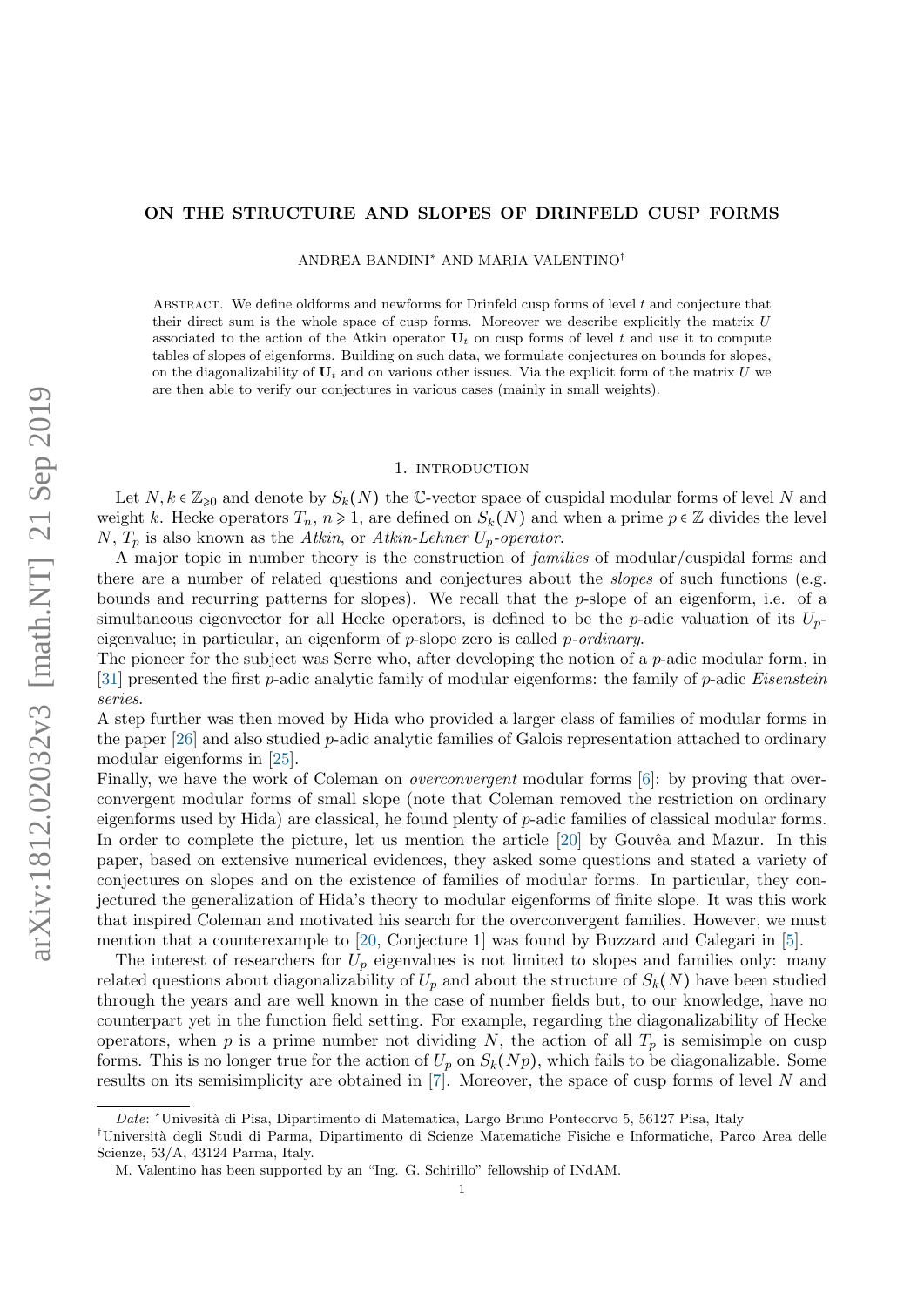# ON THE STRUCTURE AND SLOPES OF DRINFELD CUSP FORMS

ANDREA BANDINI* AND MARIA VALENTINO†

Abstract. We define oldforms and newforms for Drinfeld cusp forms of level $t$ and conjecture that their direct sum is the whole space of cusp forms. Moreover we describe explicitly the matrix $U$ associated to the action of the Atkin operator $\mathbf{U}_t$ on cusp forms of level $t$ and use it to compute tables of slopes of eigenforms. Building on such data, we formulate conjectures on bounds for slopes, on the diagonalizability of $\mathbf{U}_t$ and on various other issues. Via the explicit form of the matrix $U$ we are then able to verify our conjectures in various cases (mainly in small weights).

## 1. introduction

Let $N, k \in \mathbb{Z}_{\geqslant 0}$ and denote by $S_k(N)$ the $\mathbb{C}$-vector space of cuspidal modular forms of level $N$ and weight $k$. Hecke operators $T_n$, $n \geqslant 1$, are defined on $S_k(N)$ and when a prime $p \in \mathbb{Z}$ divides the level $N$, $T_p$ is also known as the *Atkin*, or *Atkin-Lehner $U_p$-operator*.

A major topic in number theory is the construction of *families* of modular/cuspidal forms and there are a number of related questions and conjectures about the *slopes* of such functions (e.g. bounds and recurring patterns for slopes). We recall that the $p$-slope of an eigenform, i.e. of a simultaneous eigenvector for all Hecke operators, is defined to be the $p$-adic valuation of its $U_p$-eigenvalue; in particular, an eigenform of $p$-slope zero is called $p$-*ordinary*.

The pioneer for the subject was Serre who, after developing the notion of a $p$-adic modular form, in [31] presented the first $p$-adic analytic family of modular eigenforms: the family of $p$-adic *Eisenstein series*.

A step further was then moved by Hida who provided a larger class of families of modular forms in the paper [26] and also studied $p$-adic analytic families of Galois representation attached to ordinary modular eigenforms in [25].

Finally, we have the work of Coleman on *overconvergent* modular forms [6]: by proving that overconvergent modular forms of small slope (note that Coleman removed the restriction on ordinary eigenforms used by Hida) are classical, he found plenty of $p$-adic families of classical modular forms. In order to complete the picture, let us mention the article [20] by Gouvêa and Mazur. In this paper, based on extensive numerical evidences, they asked some questions and stated a variety of conjectures on slopes and on the existence of families of modular forms. In particular, they conjectured the generalization of Hida's theory to modular eigenforms of finite slope. It was this work that inspired Coleman and motivated his search for the overconvergent families. However, we must mention that a counterexample to [20, Conjecture 1] was found by Buzzard and Calegari in [5].

The interest of researchers for $U_p$ eigenvalues is not limited to slopes and families only: many related questions about diagonalizability of $U_p$ and about the structure of $S_k(N)$ have been studied through the years and are well known in the case of number fields but, to our knowledge, have no counterpart yet in the function field setting. For example, regarding the diagonalizability of Hecke operators, when $p$ is a prime number not dividing $N$, the action of all $T_p$ is semisimple on cusp forms. This is no longer true for the action of $U_p$ on $S_k(Np)$, which fails to be diagonalizable. Some results on its semisimplicity are obtained in [7]. Moreover, the space of cusp forms of level $N$ and

---

*Date*: *Univesità di Pisa, Dipartimento di Matematica, Largo Bruno Pontecorvo 5, 56127 Pisa, Italy

†Università degli Studi di Parma, Dipartimento di Scienze Matematiche Fisiche e Informatiche, Parco Area delle Scienze, 53/A, 43124 Parma, Italy.

M. Valentino has been supported by an "Ing. G. Schirillo" fellowship of INdAM.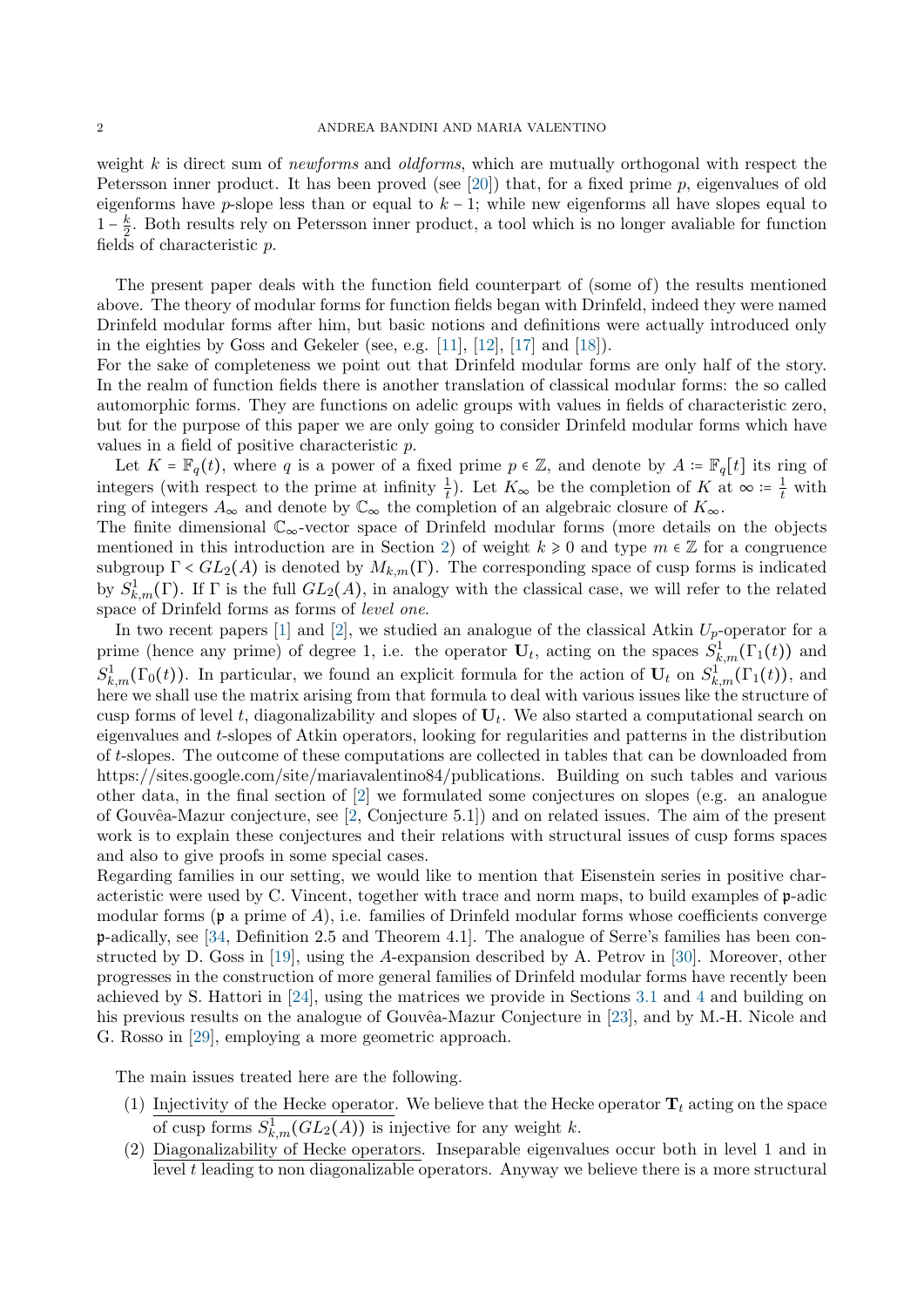weight $k$ is direct sum of *newforms* and *oldforms*, which are mutually orthogonal with respect the Petersson inner product. It has been proved (see [20]) that, for a fixed prime $p$, eigenvalues of old eigenforms have $p$-slope less than or equal to $k-1$; while new eigenforms all have slopes equal to $1-\frac{k}{2}$. Both results rely on Petersson inner product, a tool which is no longer avaliable for function fields of characteristic $p$.

The present paper deals with the function field counterpart of (some of) the results mentioned above. The theory of modular forms for function fields began with Drinfeld, indeed they were named Drinfeld modular forms after him, but basic notions and definitions were actually introduced only in the eighties by Goss and Gekeler (see, e.g. [11], [12], [17] and [18]).
For the sake of completeness we point out that Drinfeld modular forms are only half of the story. In the realm of function fields there is another translation of classical modular forms: the so called automorphic forms. They are functions on adelic groups with values in fields of characteristic zero, but for the purpose of this paper we are only going to consider Drinfeld modular forms which have values in a field of positive characteristic $p$.

Let $K=\mathbb{F}_q(t)$, where $q$ is a power of a fixed prime $p\in\mathbb{Z}$, and denote by $A:=\mathbb{F}_q[t]$ its ring of integers (with respect to the prime at infinity $\frac{1}{t}$). Let $K_\infty$ be the completion of $K$ at $\infty:=\frac{1}{t}$ with ring of integers $A_\infty$ and denote by $\mathbb{C}_\infty$ the completion of an algebraic closure of $K_\infty$.
The finite dimensional $\mathbb{C}_\infty$-vector space of Drinfeld modular forms (more details on the objects mentioned in this introduction are in Section 2) of weight $k\geqslant 0$ and type $m\in\mathbb{Z}$ for a congruence subgroup $\Gamma<GL_2(A)$ is denoted by $M_{k,m}(\Gamma)$. The corresponding space of cusp forms is indicated by $S^1_{k,m}(\Gamma)$. If $\Gamma$ is the full $GL_2(A)$, in analogy with the classical case, we will refer to the related space of Drinfeld forms as forms of *level one*.

In two recent papers [1] and [2], we studied an analogue of the classical Atkin $U_p$-operator for a prime (hence any prime) of degree 1, i.e. the operator $\mathbf{U}_t$, acting on the spaces $S^1_{k,m}(\Gamma_1(t))$ and $S^1_{k,m}(\Gamma_0(t))$. In particular, we found an explicit formula for the action of $\mathbf{U}_t$ on $S^1_{k,m}(\Gamma_1(t))$, and here we shall use the matrix arising from that formula to deal with various issues like the structure of cusp forms of level $t$, diagonalizability and slopes of $\mathbf{U}_t$. We also started a computational search on eigenvalues and $t$-slopes of Atkin operators, looking for regularities and patterns in the distribution of $t$-slopes. The outcome of these computations are collected in tables that can be downloaded from https://sites.google.com/site/mariavalentino84/publications. Building on such tables and various other data, in the final section of [2] we formulated some conjectures on slopes (e.g. an analogue of Gouvêa-Mazur conjecture, see [2, Conjecture 5.1]) and on related issues. The aim of the present work is to explain these conjectures and their relations with structural issues of cusp forms spaces and also to give proofs in some special cases.
Regarding families in our setting, we would like to mention that Eisenstein series in positive characteristic were used by C. Vincent, together with trace and norm maps, to build examples of $\mathfrak{p}$-adic modular forms ($\mathfrak{p}$ a prime of $A$), i.e. families of Drinfeld modular forms whose coefficients converge $\mathfrak{p}$-adically, see [34, Definition 2.5 and Theorem 4.1]. The analogue of Serre's families has been constructed by D. Goss in [19], using the $A$-expansion described by A. Petrov in [30]. Moreover, other progresses in the construction of more general families of Drinfeld modular forms have recently been achieved by S. Hattori in [24], using the matrices we provide in Sections 3.1 and 4 and building on his previous results on the analogue of Gouvêa-Mazur Conjecture in [23], and by M.-H. Nicole and G. Rosso in [29], employing a more geometric approach.

The main issues treated here are the following.

(1) Injectivity of the Hecke operator. We believe that the Hecke operator $\mathbf{T}_t$ acting on the space of cusp forms $S^1_{k,m}(GL_2(A))$ is injective for any weight $k$.
(2) Diagonalizability of Hecke operators. Inseparable eigenvalues occur both in level 1 and in level $t$ leading to non diagonalizable operators. Anyway we believe there is a more structural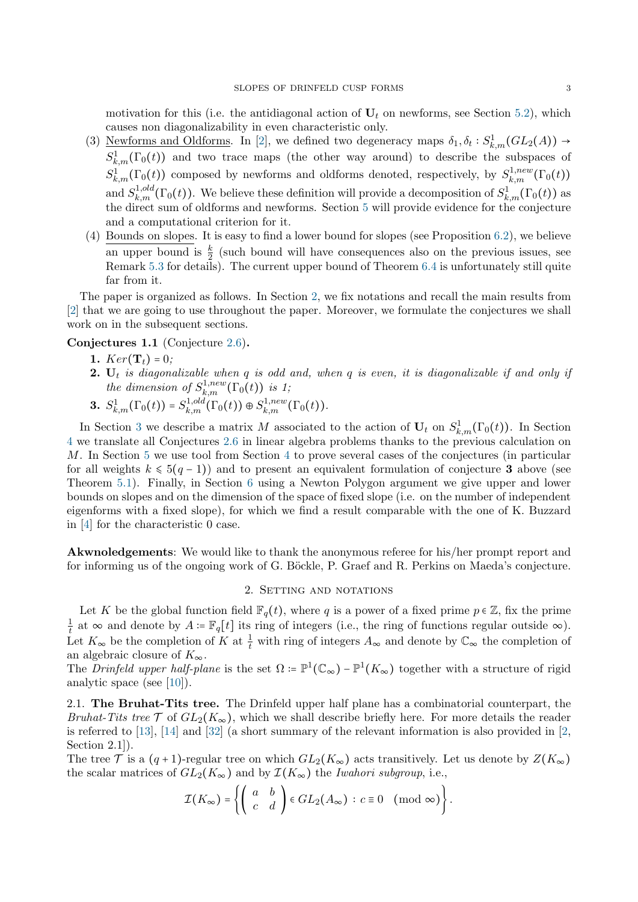motivation for this (i.e. the antidiagonal action of $\mathbf{U}_t$ on newforms, see Section 5.2), which causes non diagonalizability in even characteristic only.

(3) Newforms and Oldforms. In [2], we defined two degeneracy maps $\delta_1, \delta_t : S^1_{k,m}(GL_2(A)) \to S^1_{k,m}(\Gamma_0(t))$ and two trace maps (the other way around) to describe the subspaces of $S^1_{k,m}(\Gamma_0(t))$ composed by newforms and oldforms denoted, respectively, by $S^{1,new}_{k,m}(\Gamma_0(t))$ and $S^{1,old}_{k,m}(\Gamma_0(t))$. We believe these definition will provide a decomposition of $S^1_{k,m}(\Gamma_0(t))$ as the direct sum of oldforms and newforms. Section 5 will provide evidence for the conjecture and a computational criterion for it.

(4) Bounds on slopes. It is easy to find a lower bound for slopes (see Proposition 6.2), we believe an upper bound is $\frac{k}{2}$ (such bound will have consequences also on the previous issues, see Remark 5.3 for details). The current upper bound of Theorem 6.4 is unfortunately still quite far from it.

The paper is organized as follows. In Section 2, we fix notations and recall the main results from [2] that we are going to use throughout the paper. Moreover, we formulate the conjectures we shall work on in the subsequent sections.

**Conjectures 1.1** (Conjecture 2.6)**.**

1. $Ker(\mathbf{T}_t) = 0$;
2. *$\mathbf{U}_t$ is diagonalizable when $q$ is odd and, when $q$ is even, it is diagonalizable if and only if the dimension of $S^{1,new}_{k,m}(\Gamma_0(t))$ is 1;*
3. $S^1_{k,m}(\Gamma_0(t)) = S^{1,old}_{k,m}(\Gamma_0(t)) \oplus S^{1,new}_{k,m}(\Gamma_0(t))$.

In Section 3 we describe a matrix $M$ associated to the action of $\mathbf{U}_t$ on $S^1_{k,m}(\Gamma_0(t))$. In Section 4 we translate all Conjectures 2.6 in linear algebra problems thanks to the previous calculation on $M$. In Section 5 we use tool from Section 4 to prove several cases of the conjectures (in particular for all weights $k \leqslant 5(q-1)$) and to present an equivalent formulation of conjecture **3** above (see Theorem 5.1). Finally, in Section 6 using a Newton Polygon argument we give upper and lower bounds on slopes and on the dimension of the space of fixed slope (i.e. on the number of independent eigenforms with a fixed slope), for which we find a result comparable with the one of K. Buzzard in [4] for the characteristic 0 case.

**Akwnoledgements**: We would like to thank the anonymous referee for his/her prompt report and for informing us of the ongoing work of G. Böckle, P. Graef and R. Perkins on Maeda's conjecture.

## 2. Setting and notations

Let $K$ be the global function field $\mathbb{F}_q(t)$, where $q$ is a power of a fixed prime $p \in \mathbb{Z}$, fix the prime $\frac{1}{t}$ at $\infty$ and denote by $A := \mathbb{F}_q[t]$ its ring of integers (i.e., the ring of functions regular outside $\infty$). Let $K_\infty$ be the completion of $K$ at $\frac{1}{t}$ with ring of integers $A_\infty$ and denote by $\mathbb{C}_\infty$ the completion of an algebraic closure of $K_\infty$.
The *Drinfeld upper half-plane* is the set $\Omega := \mathbb{P}^1(\mathbb{C}_\infty) - \mathbb{P}^1(K_\infty)$ together with a structure of rigid analytic space (see [10]).

### 2.1. The Bruhat-Tits tree.

The Drinfeld upper half plane has a combinatorial counterpart, the *Bruhat-Tits tree* $\mathcal{T}$ of $GL_2(K_\infty)$, which we shall describe briefly here. For more details the reader is referred to [13], [14] and [32] (a short summary of the relevant information is also provided in [2, Section 2.1]).
The tree $\mathcal{T}$ is a $(q+1)$-regular tree on which $GL_2(K_\infty)$ acts transitively. Let us denote by $Z(K_\infty)$ the scalar matrices of $GL_2(K_\infty)$ and by $\mathcal{I}(K_\infty)$ the *Iwahori subgroup*, i.e.,

$$\mathcal{I}(K_\infty) = \left\{ \begin{pmatrix} a & b \\ c & d \end{pmatrix} \in GL_2(A_\infty) \, : \, c \equiv 0 \pmod{\infty} \right\}.$$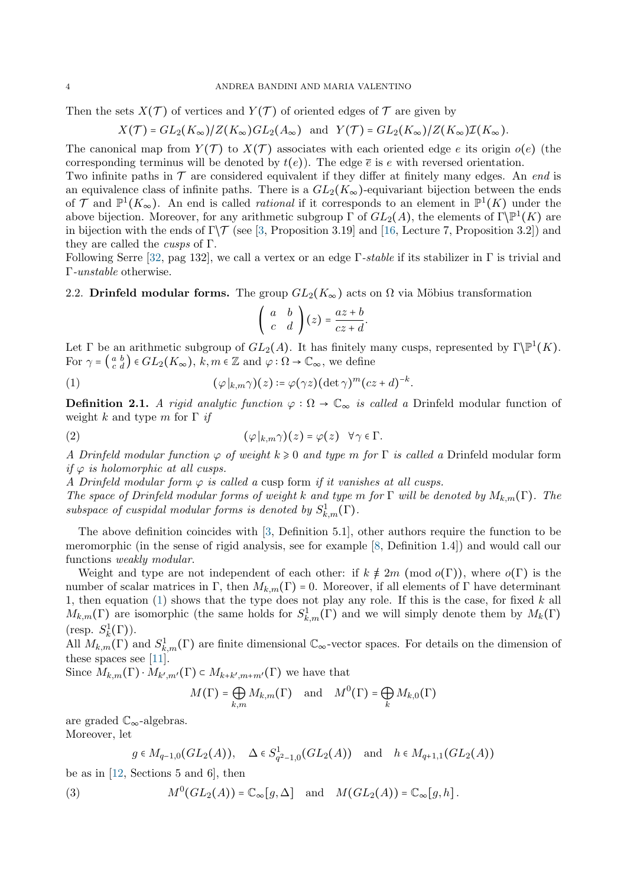Then the sets $X(\mathcal{T})$ of vertices and $Y(\mathcal{T})$ of oriented edges of $\mathcal{T}$ are given by

$$X(\mathcal{T}) = GL_2(K_\infty)/Z(K_\infty)GL_2(A_\infty) \quad \text{and} \quad Y(\mathcal{T}) = GL_2(K_\infty)/Z(K_\infty)\mathcal{I}(K_\infty).$$

The canonical map from $Y(\mathcal{T})$ to $X(\mathcal{T})$ associates with each oriented edge $e$ its origin $o(e)$ (the corresponding terminus will be denoted by $t(e)$). The edge $\overline{e}$ is $e$ with reversed orientation.

Two infinite paths in $\mathcal{T}$ are considered equivalent if they differ at finitely many edges. An *end* is an equivalence class of infinite paths. There is a $GL_2(K_\infty)$-equivariant bijection between the ends of $\mathcal{T}$ and $\mathbb{P}^1(K_\infty)$. An end is called *rational* if it corresponds to an element in $\mathbb{P}^1(K)$ under the above bijection. Moreover, for any arithmetic subgroup $\Gamma$ of $GL_2(A)$, the elements of $\Gamma\backslash\mathbb{P}^1(K)$ are in bijection with the ends of $\Gamma\backslash\mathcal{T}$ (see [3, Proposition 3.19] and [16, Lecture 7, Proposition 3.2]) and they are called the *cusps* of $\Gamma$.

Following Serre [32, pag 132], we call a vertex or an edge $\Gamma$-*stable* if its stabilizer in $\Gamma$ is trivial and $\Gamma$-*unstable* otherwise.

## 2.2. Drinfeld modular forms.

The group $GL_2(K_\infty)$ acts on $\Omega$ via Möbius transformation

$$\begin{pmatrix} a & b \\ c & d \end{pmatrix}(z) = \frac{az+b}{cz+d}.$$

Let $\Gamma$ be an arithmetic subgroup of $GL_2(A)$. It has finitely many cusps, represented by $\Gamma\backslash\mathbb{P}^1(K)$. For $\gamma = \left(\begin{smallmatrix} a & b \\ c & d \end{smallmatrix}\right) \in GL_2(K_\infty)$, $k, m \in \mathbb{Z}$ and $\varphi : \Omega \to \mathbb{C}_\infty$, we define

$$(\varphi|_{k,m}\gamma)(z) := \varphi(\gamma z)(\det\gamma)^m(cz+d)^{-k}. \tag{1}$$

**Definition 2.1.** *A rigid analytic function $\varphi : \Omega \to \mathbb{C}_\infty$ is called a* Drinfeld modular function of weight $k$ and type $m$ for $\Gamma$ *if*

$$(\varphi|_{k,m}\gamma)(z) = \varphi(z) \quad \forall \gamma \in \Gamma. \tag{2}$$

*A Drinfeld modular function $\varphi$ of weight $k \geqslant 0$ and type $m$ for $\Gamma$ is called a* Drinfeld modular form *if $\varphi$ is holomorphic at all cusps.*

*A Drinfeld modular form $\varphi$ is called a* cusp form *if it vanishes at all cusps.*

*The space of Drinfeld modular forms of weight $k$ and type $m$ for $\Gamma$ will be denoted by $M_{k,m}(\Gamma)$. The subspace of cuspidal modular forms is denoted by $S^1_{k,m}(\Gamma)$.*

The above definition coincides with [3, Definition 5.1], other authors require the function to be meromorphic (in the sense of rigid analysis, see for example [8, Definition 1.4]) and would call our functions *weakly modular*.

Weight and type are not independent of each other: if $k \not\equiv 2m \pmod{o(\Gamma)}$, where $o(\Gamma)$ is the number of scalar matrices in $\Gamma$, then $M_{k,m}(\Gamma) = 0$. Moreover, if all elements of $\Gamma$ have determinant 1, then equation (1) shows that the type does not play any role. If this is the case, for fixed $k$ all $M_{k,m}(\Gamma)$ are isomorphic (the same holds for $S^1_{k,m}(\Gamma)$ and we will simply denote them by $M_k(\Gamma)$ (resp. $S^1_k(\Gamma)$).

All $M_{k,m}(\Gamma)$ and $S^1_{k,m}(\Gamma)$ are finite dimensional $\mathbb{C}_\infty$-vector spaces. For details on the dimension of these spaces see [11].

Since $M_{k,m}(\Gamma)\cdot M_{k',m'}(\Gamma) \subset M_{k+k',m+m'}(\Gamma)$ we have that

$$M(\Gamma) = \bigoplus_{k,m} M_{k,m}(\Gamma) \quad \text{and} \quad M^0(\Gamma) = \bigoplus_{k} M_{k,0}(\Gamma)$$

are graded $\mathbb{C}_\infty$-algebras.

Moreover, let

$$g \in M_{q-1,0}(GL_2(A)), \quad \Delta \in S^1_{q^2-1,0}(GL_2(A)) \quad \text{and} \quad h \in M_{q+1,1}(GL_2(A))$$

be as in [12, Sections 5 and 6], then

$$M^0(GL_2(A)) = \mathbb{C}_\infty[g,\Delta] \quad \text{and} \quad M(GL_2(A)) = \mathbb{C}_\infty[g,h]. \tag{3}$$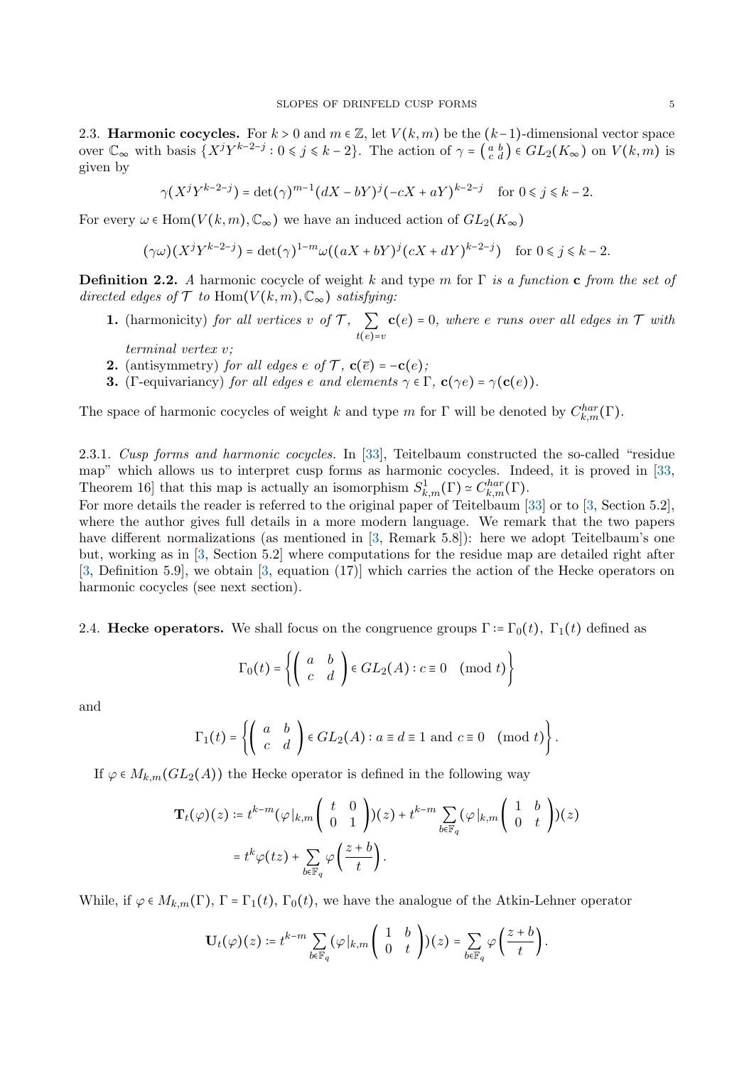### 2.3. Harmonic cocycles.

For $k > 0$ and $m \in \mathbb{Z}$, let $V(k,m)$ be the $(k-1)$-dimensional vector space over $\mathbb{C}_\infty$ with basis $\{X^jY^{k-2-j} : 0 \leqslant j \leqslant k-2\}$. The action of $\gamma = \left(\begin{smallmatrix} a & b \\ c & d \end{smallmatrix}\right) \in GL_2(K_\infty)$ on $V(k,m)$ is given by

$$\gamma(X^jY^{k-2-j}) = \det(\gamma)^{m-1}(dX - bY)^j(-cX + aY)^{k-2-j} \quad \text{for } 0 \leqslant j \leqslant k-2.$$

For every $\omega \in \mathrm{Hom}(V(k,m), \mathbb{C}_\infty)$ we have an induced action of $GL_2(K_\infty)$

$$(\gamma\omega)(X^jY^{k-2-j}) = \det(\gamma)^{1-m}\omega((aX + bY)^j(cX + dY)^{k-2-j}) \quad \text{for } 0 \leqslant j \leqslant k-2.$$

**Definition 2.2.** *A* harmonic cocycle of weight $k$ and type $m$ for $\Gamma$ *is a function* $\mathbf{c}$ *from the set of directed edges of* $\mathcal{T}$ *to* $\mathrm{Hom}(V(k,m), \mathbb{C}_\infty)$ *satisfying:*

1. (harmonicity) *for all vertices $v$ of $\mathcal{T}$, $\sum_{t(e)=v} \mathbf{c}(e) = 0$, where $e$ runs over all edges in $\mathcal{T}$ with terminal vertex $v$;*
2. (antisymmetry) *for all edges $e$ of $\mathcal{T}$, $\mathbf{c}(\overline{e}) = -\mathbf{c}(e)$;*
3. ($\Gamma$-equivariancy) *for all edges $e$ and elements $\gamma \in \Gamma$, $\mathbf{c}(\gamma e) = \gamma(\mathbf{c}(e))$.*

The space of harmonic cocycles of weight $k$ and type $m$ for $\Gamma$ will be denoted by $C^{har}_{k,m}(\Gamma)$.

2.3.1. *Cusp forms and harmonic cocycles.* In [33], Teitelbaum constructed the so-called "residue map" which allows us to interpret cusp forms as harmonic cocycles. Indeed, it is proved in [33, Theorem 16] that this map is actually an isomorphism $S^1_{k,m}(\Gamma) \simeq C^{har}_{k,m}(\Gamma)$.

For more details the reader is referred to the original paper of Teitelbaum [33] or to [3, Section 5.2], where the author gives full details in a more modern language. We remark that the two papers have different normalizations (as mentioned in [3, Remark 5.8]): here we adopt Teitelbaum's one but, working as in [3, Section 5.2] where computations for the residue map are detailed right after [3, Definition 5.9], we obtain [3, equation (17)] which carries the action of the Hecke operators on harmonic cocycles (see next section).

### 2.4. Hecke operators.

We shall focus on the congruence groups $\Gamma := \Gamma_0(t),\ \Gamma_1(t)$ defined as

$$\Gamma_0(t) = \left\{ \begin{pmatrix} a & b \\ c & d \end{pmatrix} \in GL_2(A) : c \equiv 0 \pmod{t} \right\}$$

and

$$\Gamma_1(t) = \left\{ \begin{pmatrix} a & b \\ c & d \end{pmatrix} \in GL_2(A) : a \equiv d \equiv 1 \text{ and } c \equiv 0 \pmod{t} \right\}.$$

If $\varphi \in M_{k,m}(GL_2(A))$ the Hecke operator is defined in the following way

$$\begin{aligned}
\mathbf{T}_t(\varphi)(z) &:= t^{k-m}\left(\varphi|_{k,m}\begin{pmatrix} t & 0 \\ 0 & 1 \end{pmatrix}\right)(z) + t^{k-m}\sum_{b\in\mathbb{F}_q}\left(\varphi|_{k,m}\begin{pmatrix} 1 & b \\ 0 & t \end{pmatrix}\right)(z) \\
&= t^k\varphi(tz) + \sum_{b\in\mathbb{F}_q}\varphi\left(\frac{z+b}{t}\right).
\end{aligned}$$

While, if $\varphi \in M_{k,m}(\Gamma)$, $\Gamma = \Gamma_1(t),\ \Gamma_0(t)$, we have the analogue of the Atkin-Lehner operator

$$\mathbf{U}_t(\varphi)(z) := t^{k-m}\sum_{b\in\mathbb{F}_q}\left(\varphi|_{k,m}\begin{pmatrix} 1 & b \\ 0 & t \end{pmatrix}\right)(z) = \sum_{b\in\mathbb{F}_q}\varphi\left(\frac{z+b}{t}\right).$$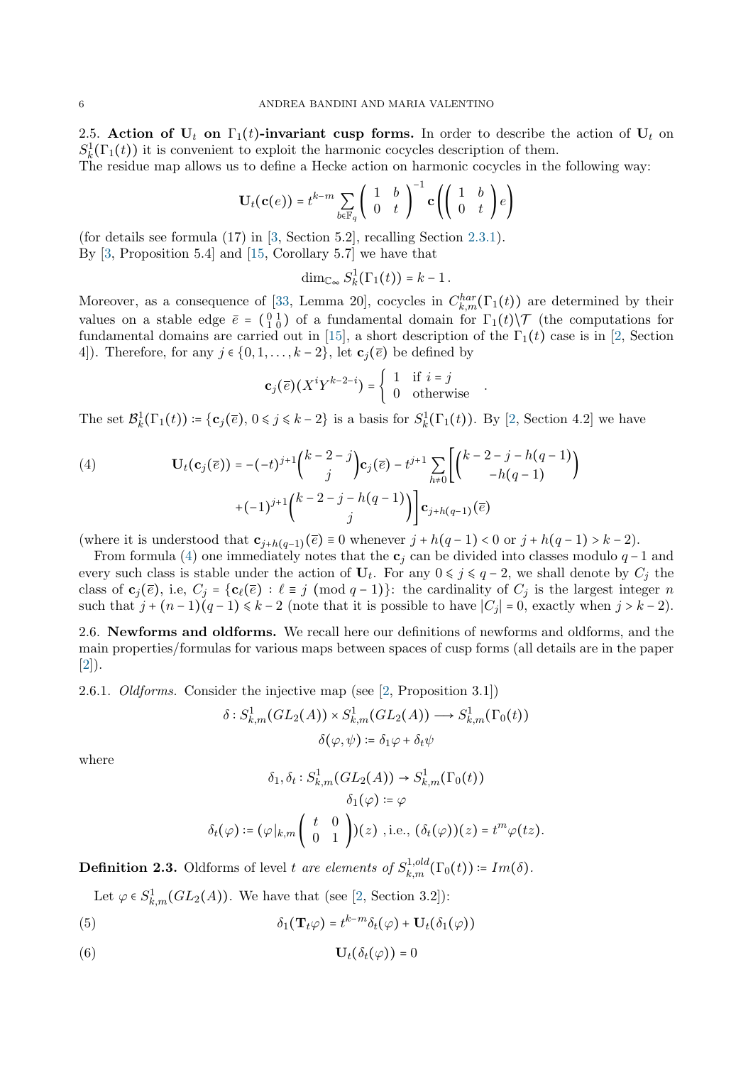2.5. **Action of $\mathbf{U}_t$ on $\Gamma_1(t)$-invariant cusp forms.** In order to describe the action of $\mathbf{U}_t$ on $S^1_k(\Gamma_1(t))$ it is convenient to exploit the harmonic cocycles description of them.
The residue map allows us to define a Hecke action on harmonic cocycles in the following way:

$$\mathbf{U}_t(\mathbf{c}(e)) = t^{k-m} \sum_{b\in\mathbb{F}_q} \begin{pmatrix} 1 & b \\ 0 & t \end{pmatrix}^{-1} \mathbf{c}\left( \begin{pmatrix} 1 & b \\ 0 & t \end{pmatrix} e \right)$$

(for details see formula (17) in [3, Section 5.2], recalling Section 2.3.1).
By [3, Proposition 5.4] and [15, Corollary 5.7] we have that

$$\dim_{\mathbb{C}_\infty} S^1_k(\Gamma_1(t)) = k-1\,.$$

Moreover, as a consequence of [33, Lemma 20], cocycles in $C^{har}_{k,m}(\Gamma_1(t))$ are determined by their values on a stable edge $\bar{e} = \left(\begin{smallmatrix} 0 & 1 \\ 1 & 0 \end{smallmatrix}\right)$ of a fundamental domain for $\Gamma_1(t)\backslash\mathcal{T}$ (the computations for fundamental domains are carried out in [15], a short description of the $\Gamma_1(t)$ case is in [2, Section 4]). Therefore, for any $j \in \{0,1,\dots,k-2\}$, let $\mathbf{c}_j(\bar{e})$ be defined by

$$\mathbf{c}_j(\bar{e})(X^iY^{k-2-i}) = \begin{cases} 1 & \text{if } i=j \\ 0 & \text{otherwise} \end{cases}.$$

The set $\mathcal{B}^1_k(\Gamma_1(t)) := \{\mathbf{c}_j(\bar{e}),\, 0\leqslant j\leqslant k-2\}$ is a basis for $S^1_k(\Gamma_1(t))$. By [2, Section 4.2] we have

$$\begin{aligned}\mathbf{U}_t(\mathbf{c}_j(\bar{e})) = -(-t)^{j+1}\binom{k-2-j}{j}\mathbf{c}_j(\bar{e}) - t^{j+1}\sum_{h\neq 0}\Bigg[&\binom{k-2-j-h(q-1)}{-h(q-1)} \\ &+(-1)^{j+1}\binom{k-2-j-h(q-1)}{j}\Bigg]\mathbf{c}_{j+h(q-1)}(\bar{e})\end{aligned} \tag{4}$$

(where it is understood that $\mathbf{c}_{j+h(q-1)}(\bar{e}) \equiv 0$ whenever $j+h(q-1)<0$ or $j+h(q-1)>k-2$).

From formula (4) one immediately notes that the $\mathbf{c}_j$ can be divided into classes modulo $q-1$ and every such class is stable under the action of $\mathbf{U}_t$. For any $0\leqslant j\leqslant q-2$, we shall denote by $C_j$ the class of $\mathbf{c}_j(\bar{e})$, i.e, $C_j = \{\mathbf{c}_\ell(\bar{e}) \,:\, \ell\equiv j \pmod{q-1}\}$: the cardinality of $C_j$ is the largest integer $n$ such that $j+(n-1)(q-1)\leqslant k-2$ (note that it is possible to have $|C_j|=0$, exactly when $j>k-2$).

2.6. **Newforms and oldforms.** We recall here our definitions of newforms and oldforms, and the main properties/formulas for various maps between spaces of cusp forms (all details are in the paper [2]).

2.6.1. *Oldforms.* Consider the injective map (see [2, Proposition 3.1])

$$\delta : S^1_{k,m}(GL_2(A))\times S^1_{k,m}(GL_2(A)) \longrightarrow S^1_{k,m}(\Gamma_0(t))$$
$$\delta(\varphi,\psi) := \delta_1\varphi + \delta_t\psi$$

where

$$\delta_1,\delta_t : S^1_{k,m}(GL_2(A)) \to S^1_{k,m}(\Gamma_0(t))$$
$$\delta_1(\varphi) := \varphi$$
$$\delta_t(\varphi) := (\varphi|_{k,m}\begin{pmatrix} t & 0 \\ 0 & 1\end{pmatrix})(z) \text{ ,i.e., } (\delta_t(\varphi))(z) = t^m\varphi(tz).$$

**Definition 2.3.** *Oldforms of level* $t$ *are elements of* $S^{1,old}_{k,m}(\Gamma_0(t)) := Im(\delta)$.

Let $\varphi\in S^1_{k,m}(GL_2(A))$. We have that (see [2, Section 3.2]):

$$\delta_1(\mathbf{T}_t\varphi) = t^{k-m}\delta_t(\varphi) + \mathbf{U}_t(\delta_1(\varphi)) \tag{5}$$

$$\mathbf{U}_t(\delta_t(\varphi)) = 0 \tag{6}$$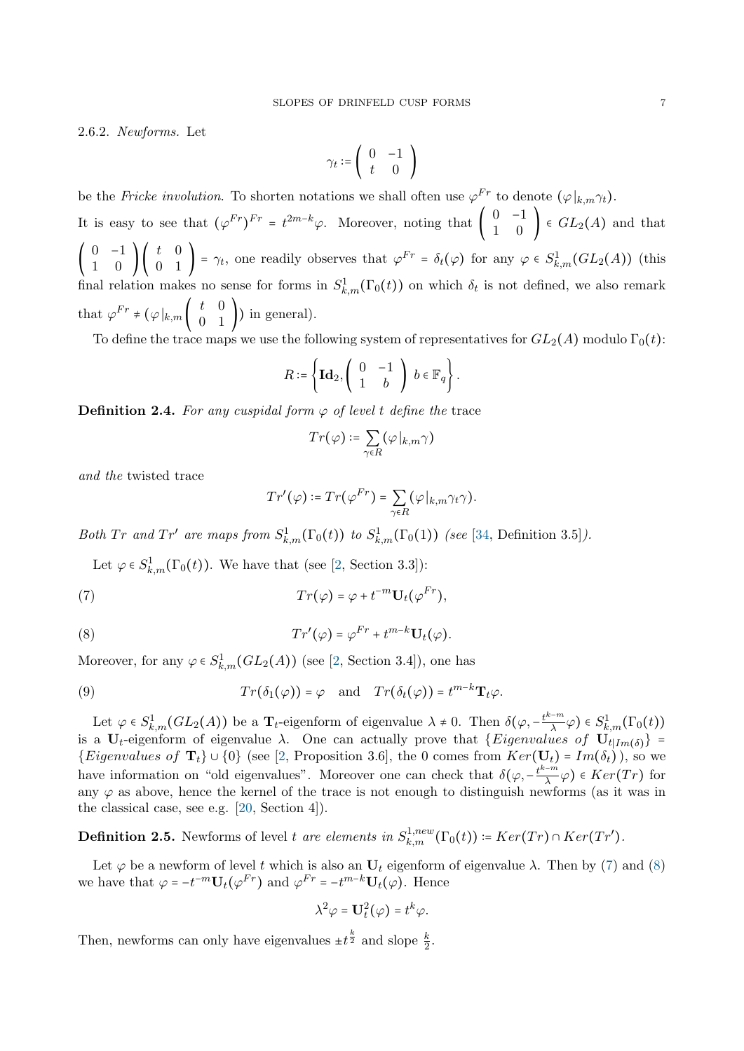2.6.2. *Newforms.* Let

$$\gamma_t := \begin{pmatrix} 0 & -1 \\ t & 0 \end{pmatrix}$$

be the *Fricke involution*. To shorten notations we shall often use $\varphi^{Fr}$ to denote $(\varphi|_{k,m}\gamma_t)$.

It is easy to see that $(\varphi^{Fr})^{Fr} = t^{2m-k}\varphi$. Moreover, noting that $\begin{pmatrix} 0 & -1 \\ 1 & 0 \end{pmatrix} \in GL_2(A)$ and that $\begin{pmatrix} 0 & -1 \\ 1 & 0 \end{pmatrix}\begin{pmatrix} t & 0 \\ 0 & 1 \end{pmatrix} = \gamma_t$, one readily observes that $\varphi^{Fr} = \delta_t(\varphi)$ for any $\varphi \in S^1_{k,m}(GL_2(A))$ (this final relation makes no sense for forms in $S^1_{k,m}(\Gamma_0(t))$ on which $\delta_t$ is not defined, we also remark that $\varphi^{Fr} \neq (\varphi|_{k,m}\begin{pmatrix} t & 0 \\ 0 & 1 \end{pmatrix})$ in general).

To define the trace maps we use the following system of representatives for $GL_2(A)$ modulo $\Gamma_0(t)$:

$$R := \left\{ \mathbf{Id}_2, \begin{pmatrix} 0 & -1 \\ 1 & b \end{pmatrix} \ b \in \mathbb{F}_q \right\}.$$

**Definition 2.4.** *For any cuspidal form $\varphi$ of level $t$ define the* trace

$$Tr(\varphi) := \sum_{\gamma \in R} (\varphi|_{k,m}\gamma)$$

*and the* twisted trace

$$Tr'(\varphi) := Tr(\varphi^{Fr}) = \sum_{\gamma \in R} (\varphi|_{k,m}\gamma_t\gamma).$$

*Both $Tr$ and $Tr'$ are maps from $S^1_{k,m}(\Gamma_0(t))$ to $S^1_{k,m}(\Gamma_0(1))$ (see* [34, Definition 3.5]*).*

Let $\varphi \in S^1_{k,m}(\Gamma_0(t))$. We have that (see [2, Section 3.3]):

$$Tr(\varphi) = \varphi + t^{-m}\mathbf{U}_t(\varphi^{Fr}), \tag{7}$$

$$Tr'(\varphi) = \varphi^{Fr} + t^{m-k}\mathbf{U}_t(\varphi). \tag{8}$$

Moreover, for any $\varphi \in S^1_{k,m}(GL_2(A))$ (see [2, Section 3.4]), one has

$$Tr(\delta_1(\varphi)) = \varphi \quad \text{and} \quad Tr(\delta_t(\varphi)) = t^{m-k}\mathbf{T}_t\varphi. \tag{9}$$

Let $\varphi \in S^1_{k,m}(GL_2(A))$ be a $\mathbf{T}_t$-eigenform of eigenvalue $\lambda \neq 0$. Then $\delta(\varphi, -\frac{t^{k-m}}{\lambda}\varphi) \in S^1_{k,m}(\Gamma_0(t))$ is a $\mathbf{U}_t$-eigenform of eigenvalue $\lambda$. One can actually prove that $\{Eigenvalues\ of\ \mathbf{U}_{t|Im(\delta)}\} = \{Eigenvalues\ of\ \mathbf{T}_t\} \cup \{0\}$ (see [2, Proposition 3.6], the 0 comes from $Ker(\mathbf{U}_t) = Im(\delta_t)$), so we have information on "old eigenvalues". Moreover one can check that $\delta(\varphi, -\frac{t^{k-m}}{\lambda}\varphi) \in Ker(Tr)$ for any $\varphi$ as above, hence the kernel of the trace is not enough to distinguish newforms (as it was in the classical case, see e.g. [20, Section 4]).

**Definition 2.5.** Newforms of level $t$ *are elements in* $S^{1,new}_{k,m}(\Gamma_0(t)) := Ker(Tr) \cap Ker(Tr')$.

Let $\varphi$ be a newform of level $t$ which is also an $\mathbf{U}_t$ eigenform of eigenvalue $\lambda$. Then by (7) and (8) we have that $\varphi = -t^{-m}\mathbf{U}_t(\varphi^{Fr})$ and $\varphi^{Fr} = -t^{m-k}\mathbf{U}_t(\varphi)$. Hence

$$\lambda^2\varphi = \mathbf{U}_t^2(\varphi) = t^k\varphi.$$

Then, newforms can only have eigenvalues $\pm t^{\frac{k}{2}}$ and slope $\frac{k}{2}$.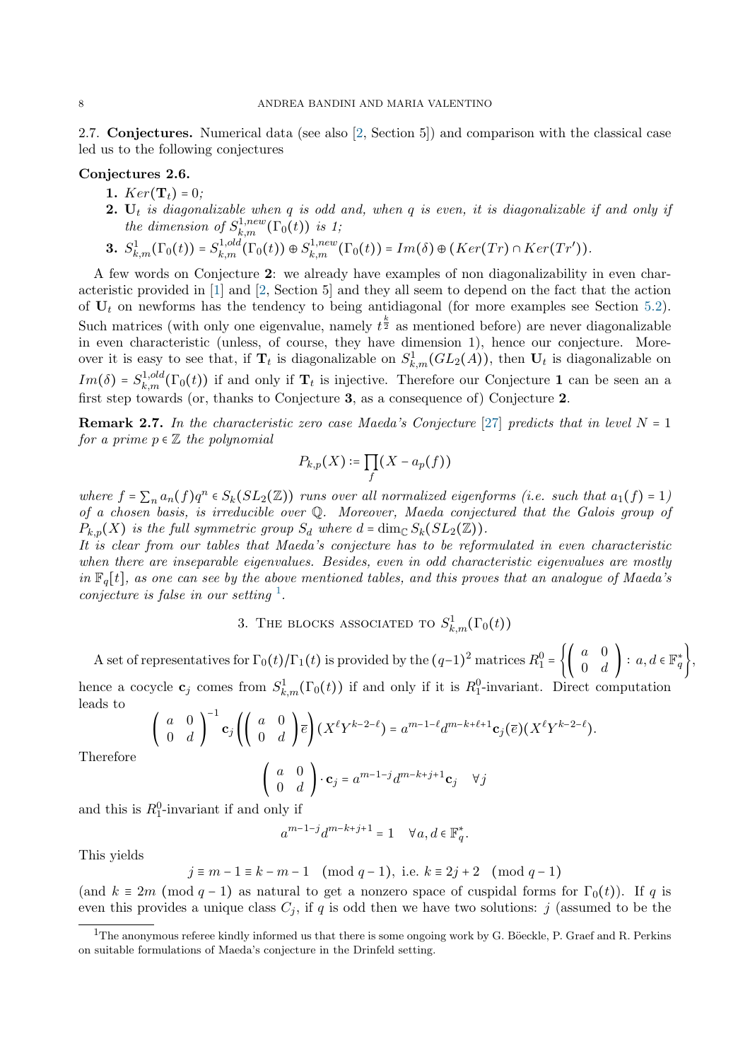### 2.7. Conjectures.

Numerical data (see also [2, Section 5]) and comparison with the classical case led us to the following conjectures

**Conjectures 2.6.**

1. $Ker(\mathbf{T}_t) = 0$;
2. $\mathbf{U}_t$ *is diagonalizable when* $q$ *is odd and, when* $q$ *is even, it is diagonalizable if and only if the dimension of* $S^{1,new}_{k,m}(\Gamma_0(t))$ *is 1;*
3. $S^1_{k,m}(\Gamma_0(t)) = S^{1,old}_{k,m}(\Gamma_0(t)) \oplus S^{1,new}_{k,m}(\Gamma_0(t)) = Im(\delta) \oplus (Ker(Tr) \cap Ker(Tr'))$.

A few words on Conjecture **2**: we already have examples of non diagonalizability in even characteristic provided in [1] and [2, Section 5] and they all seem to depend on the fact that the action of $\mathbf{U}_t$ on newforms has the tendency to being antidiagonal (for more examples see Section 5.2). Such matrices (with only one eigenvalue, namely $t^{\frac{k}{2}}$ as mentioned before) are never diagonalizable in even characteristic (unless, of course, they have dimension 1), hence our conjecture. Moreover it is easy to see that, if $\mathbf{T}_t$ is diagonalizable on $S^1_{k,m}(GL_2(A))$, then $\mathbf{U}_t$ is diagonalizable on $Im(\delta) = S^{1,old}_{k,m}(\Gamma_0(t))$ if and only if $\mathbf{T}_t$ is injective. Therefore our Conjecture **1** can be seen an a first step towards (or, thanks to Conjecture **3**, as a consequence of) Conjecture **2**.

**Remark 2.7.** *In the characteristic zero case Maeda's Conjecture* [27] *predicts that in level* $N = 1$ *for a prime* $p \in \mathbb{Z}$ *the polynomial*

$$P_{k,p}(X) := \prod_f (X - a_p(f))$$

*where* $f = \sum_n a_n(f) q^n \in S_k(SL_2(\mathbb{Z}))$ *runs over all normalized eigenforms (i.e. such that* $a_1(f) = 1$*) of a chosen basis, is irreducible over* $\mathbb{Q}$*. Moreover, Maeda conjectured that the Galois group of* $P_{k,p}(X)$ *is the full symmetric group* $S_d$ *where* $d = \dim_{\mathbb{C}} S_k(SL_2(\mathbb{Z}))$*.*
*It is clear from our tables that Maeda's conjecture has to be reformulated in even characteristic when there are inseparable eigenvalues. Besides, even in odd characteristic eigenvalues are mostly in* $\mathbb{F}_q[t]$*, as one can see by the above mentioned tables, and this proves that an analogue of Maeda's conjecture is false in our setting* [1]*.*

## 3. The blocks associated to $S^1_{k,m}(\Gamma_0(t))$

A set of representatives for $\Gamma_0(t)/\Gamma_1(t)$ is provided by the $(q-1)^2$ matrices $R^0_1 = \left\{ \begin{pmatrix} a & 0 \\ 0 & d \end{pmatrix} : a, d \in \mathbb{F}_q^* \right\}$, hence a cocycle $\mathbf{c}_j$ comes from $S^1_{k,m}(\Gamma_0(t))$ if and only if it is $R^0_1$-invariant. Direct computation leads to

$$\begin{pmatrix} a & 0 \\ 0 & d \end{pmatrix}^{-1} \mathbf{c}_j \left( \begin{pmatrix} a & 0 \\ 0 & d \end{pmatrix} \overline{e} \right) (X^\ell Y^{k-2-\ell}) = a^{m-1-\ell} d^{m-k+\ell+1} \mathbf{c}_j(\overline{e})(X^\ell Y^{k-2-\ell}).$$

Therefore

$$\begin{pmatrix} a & 0 \\ 0 & d \end{pmatrix} \cdot \mathbf{c}_j = a^{m-1-j} d^{m-k+j+1} \mathbf{c}_j \quad \forall j$$

and this is $R^0_1$-invariant if and only if

$$a^{m-1-j} d^{m-k+j+1} = 1 \quad \forall a, d \in \mathbb{F}_q^*.$$

This yields

$$j \equiv m-1 \equiv k-m-1 \pmod{q-1}, \text{ i.e. } k \equiv 2j+2 \pmod{q-1}$$

(and $k \equiv 2m \pmod{q-1}$ as natural to get a nonzero space of cuspidal forms for $\Gamma_0(t)$). If $q$ is even this provides a unique class $C_j$, if $q$ is odd then we have two solutions: $j$ (assumed to be the

[1] The anonymous referee kindly informed us that there is some ongoing work by G. Böeckle, P. Graef and R. Perkins on suitable formulations of Maeda's conjecture in the Drinfeld setting.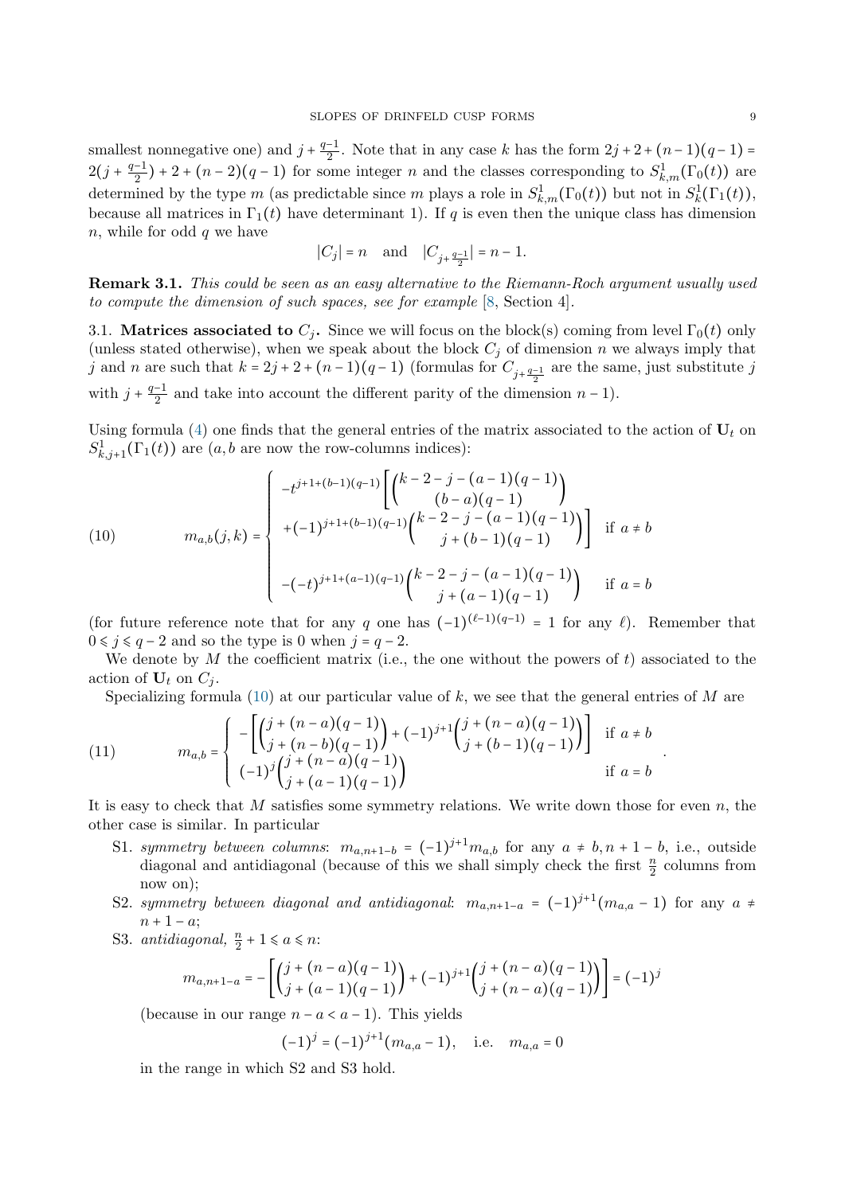smallest nonnegative one) and $j+\frac{q-1}{2}$. Note that in any case $k$ has the form $2j+2+(n-1)(q-1) = 2(j+\frac{q-1}{2})+2+(n-2)(q-1)$ for some integer $n$ and the classes corresponding to $S^1_{k,m}(\Gamma_0(t))$ are determined by the type $m$ (as predictable since $m$ plays a role in $S^1_{k,m}(\Gamma_0(t))$ but not in $S^1_k(\Gamma_1(t))$, because all matrices in $\Gamma_1(t)$ have determinant 1). If $q$ is even then the unique class has dimension $n$, while for odd $q$ we have

$$|C_j| = n \quad \text{and} \quad |C_{j+\frac{q-1}{2}}| = n-1.$$

**Remark 3.1.** *This could be seen as an easy alternative to the Riemann-Roch argument usually used to compute the dimension of such spaces, see for example [8, Section 4].*

## 3.1. Matrices associated to $C_j$.

Since we will focus on the block(s) coming from level $\Gamma_0(t)$ only (unless stated otherwise), when we speak about the block $C_j$ of dimension $n$ we always imply that $j$ and $n$ are such that $k = 2j+2+(n-1)(q-1)$ (formulas for $C_{j+\frac{q-1}{2}}$ are the same, just substitute $j$ with $j+\frac{q-1}{2}$ and take into account the different parity of the dimension $n-1$).

Using formula (4) one finds that the general entries of the matrix associated to the action of $\mathbf{U}_t$ on $S^1_{k,j+1}(\Gamma_1(t))$ are ($a,b$ are now the row-columns indices):

$$m_{a,b}(j,k) = \begin{cases} -t^{j+1+(b-1)(q-1)}\left[\binom{k-2-j-(a-1)(q-1)}{(b-a)(q-1)} \right. \\ \left. \quad +(-1)^{j+1+(b-1)(q-1)}\binom{k-2-j-(a-1)(q-1)}{j+(b-1)(q-1)}\right] & \text{if } a \neq b \\ \\ -(-t)^{j+1+(a-1)(q-1)}\binom{k-2-j-(a-1)(q-1)}{j+(a-1)(q-1)} & \text{if } a = b \end{cases} \tag{10}$$

(for future reference note that for any $q$ one has $(-1)^{(\ell-1)(q-1)} = 1$ for any $\ell$). Remember that $0 \leqslant j \leqslant q-2$ and so the type is 0 when $j = q-2$.

We denote by $M$ the coefficient matrix (i.e., the one without the powers of $t$) associated to the action of $\mathbf{U}_t$ on $C_j$.

Specializing formula (10) at our particular value of $k$, we see that the general entries of $M$ are

$$m_{a,b} = \begin{cases} -\left[\binom{j+(n-a)(q-1)}{j+(n-b)(q-1)} + (-1)^{j+1}\binom{j+(n-a)(q-1)}{j+(b-1)(q-1)}\right] & \text{if } a \neq b \\ (-1)^j\binom{j+(n-a)(q-1)}{j+(a-1)(q-1)} & \text{if } a = b \end{cases}. \tag{11}$$

It is easy to check that $M$ satisfies some symmetry relations. We write down those for even $n$, the other case is similar. In particular

- S1. *symmetry between columns*: $m_{a,n+1-b} = (-1)^{j+1}m_{a,b}$ for any $a \neq b, n+1-b$, i.e., outside diagonal and antidiagonal (because of this we shall simply check the first $\frac{n}{2}$ columns from now on);
- S2. *symmetry between diagonal and antidiagonal*: $m_{a,n+1-a} = (-1)^{j+1}(m_{a,a}-1)$ for any $a \neq n+1-a$;
- S3. *antidiagonal*, $\frac{n}{2}+1 \leqslant a \leqslant n$:

$$m_{a,n+1-a} = -\left[\binom{j+(n-a)(q-1)}{j+(a-1)(q-1)} + (-1)^{j+1}\binom{j+(n-a)(q-1)}{j+(n-a)(q-1)}\right] = (-1)^j$$

(because in our range $n-a < a-1$). This yields

$$(-1)^j = (-1)^{j+1}(m_{a,a}-1), \quad \text{i.e.} \quad m_{a,a} = 0$$

in the range in which S2 and S3 hold.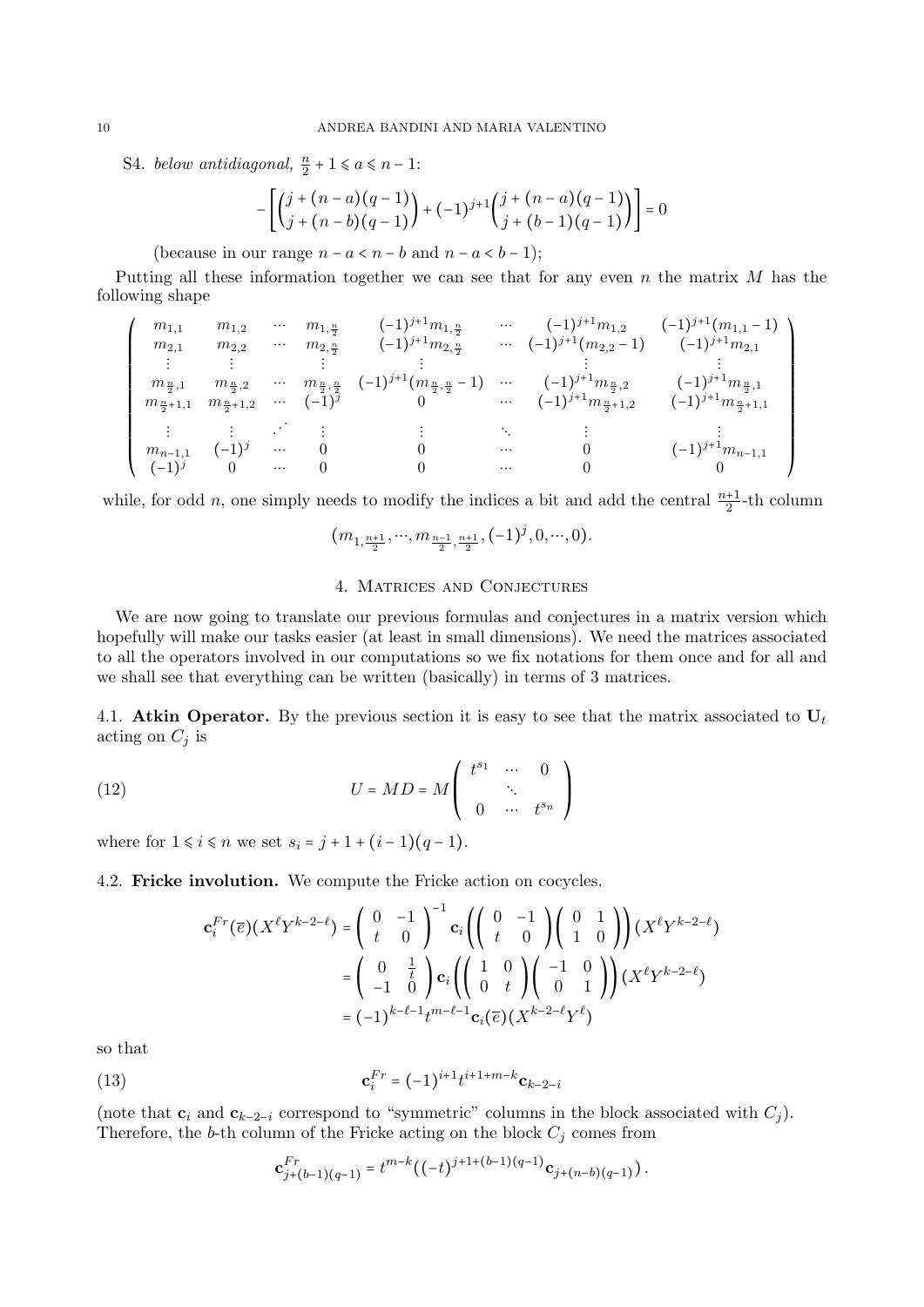S4. *below antidiagonal*, $\frac{n}{2}+1 \leqslant a \leqslant n-1$:

$$-\left[\binom{j+(n-a)(q-1)}{j+(n-b)(q-1)} + (-1)^{j+1}\binom{j+(n-a)(q-1)}{j+(b-1)(q-1)}\right] = 0$$

(because in our range $n-a < n-b$ and $n-a < b-1$);

Putting all these information together we can see that for any even $n$ the matrix $M$ has the following shape

$$\begin{pmatrix}
m_{1,1} & m_{1,2} & \cdots & m_{1,\frac{n}{2}} & (-1)^{j+1}m_{1,\frac{n}{2}} & \cdots & (-1)^{j+1}m_{1,2} & (-1)^{j+1}(m_{1,1}-1) \\
m_{2,1} & m_{2,2} & \cdots & m_{2,\frac{n}{2}} & (-1)^{j+1}m_{2,\frac{n}{2}} & \cdots & (-1)^{j+1}(m_{2,2}-1) & (-1)^{j+1}m_{2,1} \\
\vdots & \vdots & & \vdots & \vdots & & \vdots & \vdots \\
m_{\frac{n}{2},1} & m_{\frac{n}{2},2} & \cdots & m_{\frac{n}{2},\frac{n}{2}} & (-1)^{j+1}(m_{\frac{n}{2},\frac{n}{2}}-1) & \cdots & (-1)^{j+1}m_{\frac{n}{2},2} & (-1)^{j+1}m_{\frac{n}{2},1} \\
m_{\frac{n}{2}+1,1} & m_{\frac{n}{2}+1,2} & \cdots & (-1)^{j} & 0 & \cdots & (-1)^{j+1}m_{\frac{n}{2}+1,2} & (-1)^{j+1}m_{\frac{n}{2}+1,1} \\
\vdots & \vdots & \iddots & \vdots & \vdots & \ddots & \vdots & \vdots \\
m_{n-1,1} & (-1)^{j} & \cdots & 0 & 0 & \cdots & 0 & (-1)^{j+1}m_{n-1,1} \\
(-1)^{j} & 0 & \cdots & 0 & 0 & \cdots & 0 & 0
\end{pmatrix}$$

while, for odd $n$, one simply needs to modify the indices a bit and add the central $\frac{n+1}{2}$-th column

$$(m_{1,\frac{n+1}{2}}, \cdots, m_{\frac{n-1}{2},\frac{n+1}{2}}, (-1)^{j}, 0, \cdots, 0).$$

## 4. Matrices and Conjectures

We are now going to translate our previous formulas and conjectures in a matrix version which hopefully will make our tasks easier (at least in small dimensions). We need the matrices associated to all the operators involved in our computations so we fix notations for them once and for all and we shall see that everything can be written (basically) in terms of 3 matrices.

**4.1. Atkin Operator.** By the previous section it is easy to see that the matrix associated to $\mathbf{U}_t$ acting on $C_j$ is

$$U = MD = M\begin{pmatrix} t^{s_1} & \cdots & 0 \\ & \ddots & \\ 0 & \cdots & t^{s_n} \end{pmatrix} \tag{12}$$

where for $1 \leqslant i \leqslant n$ we set $s_i = j+1+(i-1)(q-1)$.

**4.2. Fricke involution.** We compute the Fricke action on cocycles.

$$\begin{aligned}
\mathbf{c}_i^{Fr}(\overline{e})(X^{\ell}Y^{k-2-\ell}) &= \begin{pmatrix} 0 & -1 \\ t & 0 \end{pmatrix}^{-1} \mathbf{c}_i\left(\begin{pmatrix} 0 & -1 \\ t & 0 \end{pmatrix}\begin{pmatrix} 0 & 1 \\ 1 & 0 \end{pmatrix}\right)(X^{\ell}Y^{k-2-\ell}) \\
&= \begin{pmatrix} 0 & \frac{1}{t} \\ -1 & 0 \end{pmatrix} \mathbf{c}_i\left(\begin{pmatrix} 1 & 0 \\ 0 & t \end{pmatrix}\begin{pmatrix} -1 & 0 \\ 0 & 1 \end{pmatrix}\right)(X^{\ell}Y^{k-2-\ell}) \\
&= (-1)^{k-\ell-1}t^{m-\ell-1}\mathbf{c}_i(\overline{e})(X^{k-2-\ell}Y^{\ell})
\end{aligned}$$

so that

$$\mathbf{c}_i^{Fr} = (-1)^{i+1}t^{i+1+m-k}\mathbf{c}_{k-2-i} \tag{13}$$

(note that $\mathbf{c}_i$ and $\mathbf{c}_{k-2-i}$ correspond to "symmetric" columns in the block associated with $C_j$). Therefore, the $b$-th column of the Fricke acting on the block $C_j$ comes from

$$\mathbf{c}_{j+(b-1)(q-1)}^{Fr} = t^{m-k}\left((-t)^{j+1+(b-1)(q-1)}\mathbf{c}_{j+(n-b)(q-1)}\right).$$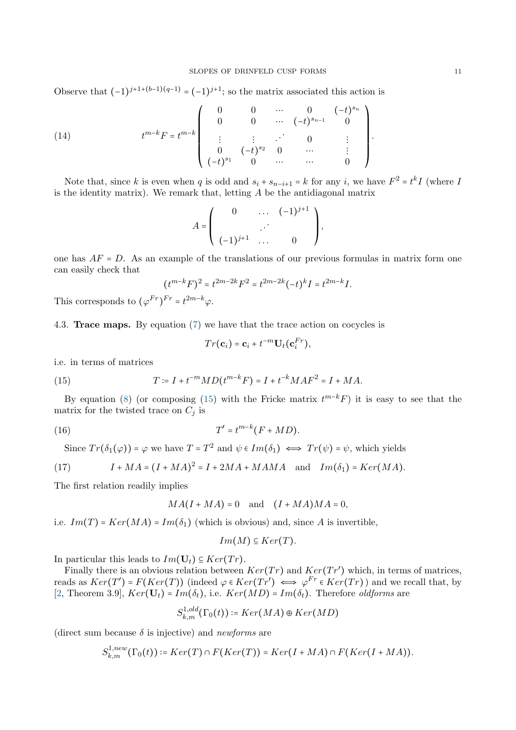Observe that $(-1)^{j+1+(b-1)(q-1)} = (-1)^{j+1}$; so the matrix associated this action is

$$
t^{m-k}F = t^{m-k}\begin{pmatrix} 0 & 0 & \cdots & 0 & (-t)^{s_n} \\ 0 & 0 & \cdots & (-t)^{s_{n-1}} & 0 \\ \vdots & \vdots & \iddots & 0 & \vdots \\ 0 & (-t)^{s_2} & 0 & \cdots & \vdots \\ (-t)^{s_1} & 0 & \cdots & \cdots & 0 \end{pmatrix}. \tag{14}
$$

Note that, since $k$ is even when $q$ is odd and $s_i + s_{n-i+1} = k$ for any $i$, we have $F^2 = t^k I$ (where $I$ is the identity matrix). We remark that, letting $A$ be the antidiagonal matrix

$$
A = \begin{pmatrix} 0 & \dots & (-1)^{j+1} \\ & \iddots & \\ (-1)^{j+1} & \dots & 0 \end{pmatrix},
$$

one has $AF = D$. As an example of the translations of our previous formulas in matrix form one can easily check that

$$
(t^{m-k}F)^2 = t^{2m-2k}F^2 = t^{2m-2k}(-t)^k I = t^{2m-k}I.
$$

This corresponds to $(\varphi^{Fr})^{Fr} = t^{2m-k}\varphi$.

4.3. **Trace maps.** By equation (7) we have that the trace action on cocycles is

$$
Tr(\mathbf{c}_i) = \mathbf{c}_i + t^{-m}\mathbf{U}_t(\mathbf{c}_i^{Fr}),
$$

i.e. in terms of matrices

$$
T := I + t^{-m}MD(t^{m-k}F) = I + t^{-k}MAF^2 = I + MA. \tag{15}
$$

By equation (8) (or composing (15) with the Fricke matrix $t^{m-k}F$) it is easy to see that the matrix for the twisted trace on $C_j$ is

$$
T' = t^{m-k}(F + MD). \tag{16}
$$

Since $Tr(\delta_1(\varphi)) = \varphi$ we have $T = T^2$ and $\psi \in Im(\delta_1) \iff Tr(\psi) = \psi$, which yields

$$
I + MA = (I + MA)^2 = I + 2MA + MAMA \quad \text{and} \quad Im(\delta_1) = Ker(MA). \tag{17}
$$

The first relation readily implies

$$
MA(I + MA) = 0 \quad \text{and} \quad (I + MA)MA = 0,
$$

i.e. $Im(T) = Ker(MA) = Im(\delta_1)$ (which is obvious) and, since $A$ is invertible,

$$
Im(M) \subseteq Ker(T).
$$

In particular this leads to $Im(\mathbf{U}_t) \subseteq Ker(Tr)$.

Finally there is an obvious relation between $Ker(Tr)$ and $Ker(Tr')$ which, in terms of matrices, reads as $Ker(T') = F(Ker(T))$ (indeed $\varphi \in Ker(Tr') \iff \varphi^{Fr} \in Ker(Tr)$) and we recall that, by [2, Theorem 3.9], $Ker(\mathbf{U}_t) = Im(\delta_t)$, i.e. $Ker(MD) = Im(\delta_t)$. Therefore *oldforms* are

$$
S^{1,old}_{k,m}(\Gamma_0(t)) := Ker(MA) \oplus Ker(MD)
$$

(direct sum because $\delta$ is injective) and *newforms* are

$$
S^{1,new}_{k,m}(\Gamma_0(t)) := Ker(T) \cap F(Ker(T)) = Ker(I + MA) \cap F(Ker(I + MA)).
$$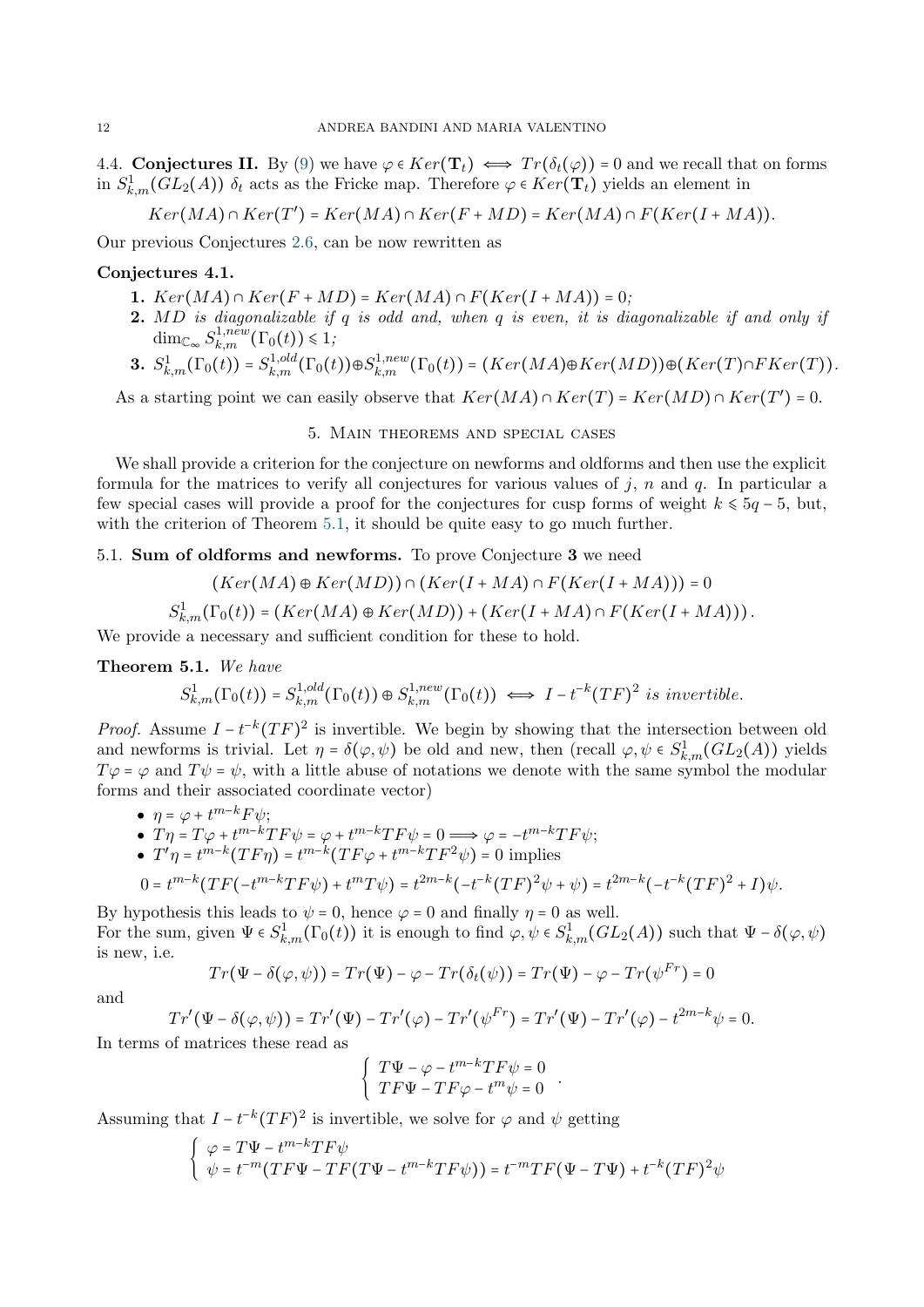4.4. **Conjectures II.** By (9) we have $\varphi \in Ker(\mathbf{T}_t) \iff Tr(\delta_t(\varphi)) = 0$ and we recall that on forms in $S^1_{k,m}(GL_2(A))$ $\delta_t$ acts as the Fricke map. Therefore $\varphi \in Ker(\mathbf{T}_t)$ yields an element in

$$Ker(MA) \cap Ker(T') = Ker(MA) \cap Ker(F + MD) = Ker(MA) \cap F(Ker(I + MA)).$$

Our previous Conjectures 2.6, can be now rewritten as

**Conjectures 4.1.**

1. *$Ker(MA) \cap Ker(F + MD) = Ker(MA) \cap F(Ker(I + MA)) = 0$;*
2. *$MD$ is diagonalizable if $q$ is odd and, when $q$ is even, it is diagonalizable if and only if $\dim_{\mathbb{C}_\infty} S^{1,new}_{k,m}(\Gamma_0(t)) \leqslant 1$;*
3. *$S^1_{k,m}(\Gamma_0(t)) = S^{1,old}_{k,m}(\Gamma_0(t)) \oplus S^{1,new}_{k,m}(\Gamma_0(t)) = (Ker(MA) \oplus Ker(MD)) \oplus (Ker(T) \cap FKer(T))$.*

As a starting point we can easily observe that $Ker(MA) \cap Ker(T) = Ker(MD) \cap Ker(T') = 0$.

## 5. Main theorems and special cases

We shall provide a criterion for the conjecture on newforms and oldforms and then use the explicit formula for the matrices to verify all conjectures for various values of $j$, $n$ and $q$. In particular a few special cases will provide a proof for the conjectures for cusp forms of weight $k \leqslant 5q - 5$, but, with the criterion of Theorem 5.1, it should be quite easy to go much further.

5.1. **Sum of oldforms and newforms.** To prove Conjecture **3** we need

$$(Ker(MA) \oplus Ker(MD)) \cap (Ker(I + MA) \cap F(Ker(I + MA))) = 0$$

$$S^1_{k,m}(\Gamma_0(t)) = (Ker(MA) \oplus Ker(MD)) + (Ker(I + MA) \cap F(Ker(I + MA)))\,.$$

We provide a necessary and sufficient condition for these to hold.

**Theorem 5.1.** *We have*

$$S^1_{k,m}(\Gamma_0(t)) = S^{1,old}_{k,m}(\Gamma_0(t)) \oplus S^{1,new}_{k,m}(\Gamma_0(t)) \iff I - t^{-k}(TF)^2 \text{ is invertible.}$$

*Proof.* Assume $I - t^{-k}(TF)^2$ is invertible. We begin by showing that the intersection between old and newforms is trivial. Let $\eta = \delta(\varphi, \psi)$ be old and new, then (recall $\varphi, \psi \in S^1_{k,m}(GL_2(A))$ yields $T\varphi = \varphi$ and $T\psi = \psi$, with a little abuse of notations we denote with the same symbol the modular forms and their associated coordinate vector)

- $\eta = \varphi + t^{m-k}F\psi$;
- $T\eta = T\varphi + t^{m-k}TF\psi = \varphi + t^{m-k}TF\psi = 0 \Longrightarrow \varphi = -t^{m-k}TF\psi$;
- $T'\eta = t^{m-k}(TF\eta) = t^{m-k}(TF\varphi + t^{m-k}TF^2\psi) = 0$ implies

$$0 = t^{m-k}(TF(-t^{m-k}TF\psi) + t^m T\psi) = t^{2m-k}(-t^{-k}(TF)^2\psi + \psi) = t^{2m-k}(-t^{-k}(TF)^2 + I)\psi.$$

By hypothesis this leads to $\psi = 0$, hence $\varphi = 0$ and finally $\eta = 0$ as well.
For the sum, given $\Psi \in S^1_{k,m}(\Gamma_0(t))$ it is enough to find $\varphi, \psi \in S^1_{k,m}(GL_2(A))$ such that $\Psi - \delta(\varphi, \psi)$ is new, i.e.

$$Tr(\Psi - \delta(\varphi, \psi)) = Tr(\Psi) - \varphi - Tr(\delta_t(\psi)) = Tr(\Psi) - \varphi - Tr(\psi^{Fr}) = 0$$

and

$$Tr'(\Psi - \delta(\varphi, \psi)) = Tr'(\Psi) - Tr'(\varphi) - Tr'(\psi^{Fr}) = Tr'(\Psi) - Tr'(\varphi) - t^{2m-k}\psi = 0.$$

In terms of matrices these read as

$$\begin{cases} T\Psi - \varphi - t^{m-k}TF\psi = 0 \\ TF\Psi - TF\varphi - t^m\psi = 0 \end{cases}.$$

Assuming that $I - t^{-k}(TF)^2$ is invertible, we solve for $\varphi$ and $\psi$ getting

$$\begin{cases} \varphi = T\Psi - t^{m-k}TF\psi \\ \psi = t^{-m}(TF\Psi - TF(T\Psi - t^{m-k}TF\psi)) = t^{-m}TF(\Psi - T\Psi) + t^{-k}(TF)^2\psi \end{cases}$$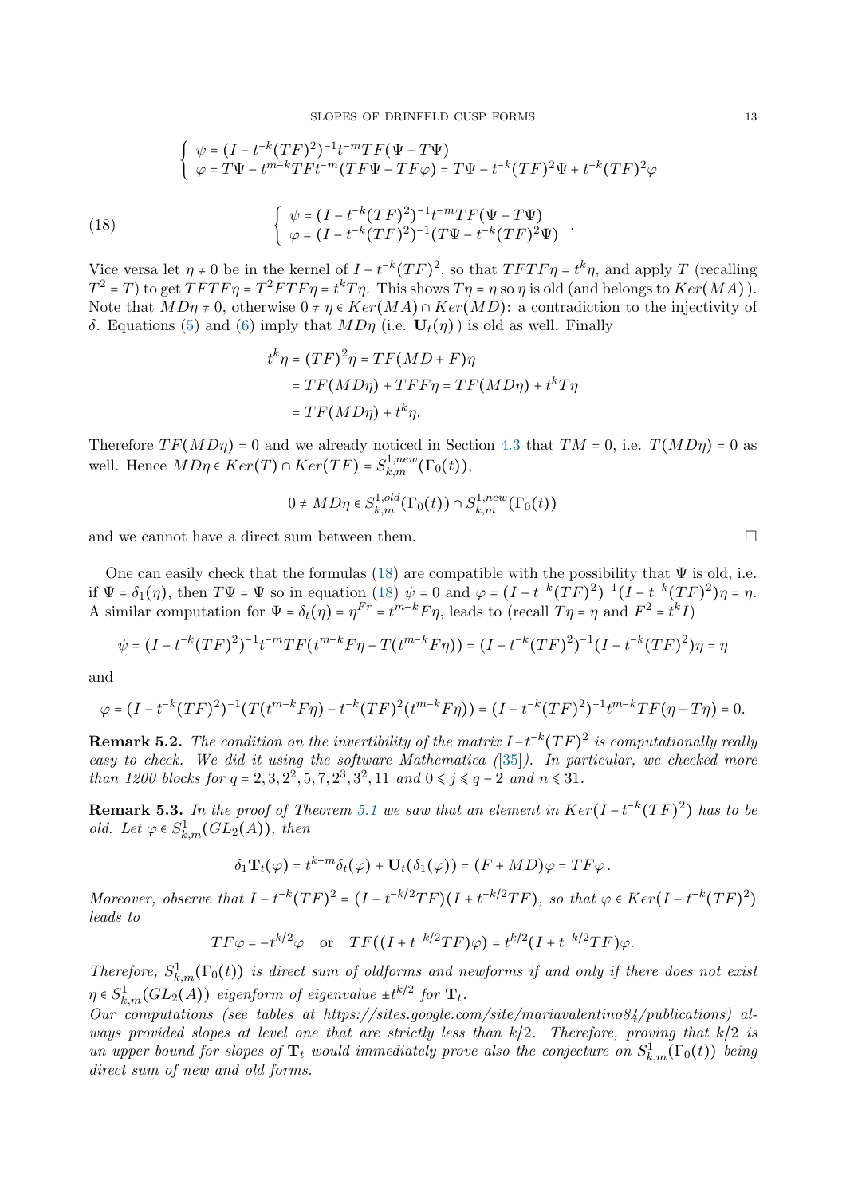$$\begin{cases} \psi = (I - t^{-k}(TF)^2)^{-1} t^{-m} TF(\Psi - T\Psi) \\ \varphi = T\Psi - t^{m-k} TF t^{-m}(TF\Psi - TF\varphi) = T\Psi - t^{-k}(TF)^2\Psi + t^{-k}(TF)^2\varphi \end{cases}$$

$$\begin{cases} \psi = (I - t^{-k}(TF)^2)^{-1} t^{-m} TF(\Psi - T\Psi) \\ \varphi = (I - t^{-k}(TF)^2)^{-1}(T\Psi - t^{-k}(TF)^2\Psi) \end{cases}. \tag{18}$$

Vice versa let $\eta \neq 0$ be in the kernel of $I - t^{-k}(TF)^2$, so that $TFTF\eta = t^k\eta$, and apply $T$ (recalling $T^2 = T$) to get $TFTF\eta = T^2FTF\eta = t^kT\eta$. This shows $T\eta = \eta$ so $\eta$ is old (and belongs to $Ker(MA)$). Note that $MD\eta \neq 0$, otherwise $0 \neq \eta \in Ker(MA) \cap Ker(MD)$: a contradiction to the injectivity of $\delta$. Equations (5) and (6) imply that $MD\eta$ (i.e. $\mathbf{U}_t(\eta)$) is old as well. Finally

$$\begin{aligned} t^k\eta &= (TF)^2\eta = TF(MD + F)\eta \\ &= TF(MD\eta) + TFF\eta = TF(MD\eta) + t^kT\eta \\ &= TF(MD\eta) + t^k\eta. \end{aligned}$$

Therefore $TF(MD\eta) = 0$ and we already noticed in Section 4.3 that $TM = 0$, i.e. $T(MD\eta) = 0$ as well. Hence $MD\eta \in Ker(T) \cap Ker(TF) = S^{1,new}_{k,m}(\Gamma_0(t))$,

$$0 \neq MD\eta \in S^{1,old}_{k,m}(\Gamma_0(t)) \cap S^{1,new}_{k,m}(\Gamma_0(t))$$

and we cannot have a direct sum between them. ☐

One can easily check that the formulas (18) are compatible with the possibility that $\Psi$ is old, i.e. if $\Psi = \delta_1(\eta)$, then $T\Psi = \Psi$ so in equation (18) $\psi = 0$ and $\varphi = (I - t^{-k}(TF)^2)^{-1}(I - t^{-k}(TF)^2)\eta = \eta$. A similar computation for $\Psi = \delta_t(\eta) = \eta^{Fr} = t^{m-k}F\eta$, leads to (recall $T\eta = \eta$ and $F^2 = t^kI$)

$$\psi = (I - t^{-k}(TF)^2)^{-1} t^{-m} TF(t^{m-k}F\eta - T(t^{m-k}F\eta)) = (I - t^{-k}(TF)^2)^{-1}(I - t^{-k}(TF)^2)\eta = \eta$$

and

$$\varphi = (I - t^{-k}(TF)^2)^{-1}(T(t^{m-k}F\eta) - t^{-k}(TF)^2(t^{m-k}F\eta)) = (I - t^{-k}(TF)^2)^{-1} t^{m-k} TF(\eta - T\eta) = 0.$$

**Remark 5.2.** *The condition on the invertibility of the matrix $I - t^{-k}(TF)^2$ is computationally really easy to check. We did it using the software Mathematica ([35]). In particular, we checked more than 1200 blocks for $q = 2, 3, 2^2, 5, 7, 2^3, 3^2, 11$ and $0 \leqslant j \leqslant q - 2$ and $n \leqslant 31$.*

**Remark 5.3.** *In the proof of Theorem 5.1 we saw that an element in $Ker(I - t^{-k}(TF)^2)$ has to be old. Let $\varphi \in S^1_{k,m}(GL_2(A))$, then*

$$\delta_1\mathbf{T}_t(\varphi) = t^{k-m}\delta_t(\varphi) + \mathbf{U}_t(\delta_1(\varphi)) = (F + MD)\varphi = TF\varphi\,.$$

*Moreover, observe that $I - t^{-k}(TF)^2 = (I - t^{-k/2}TF)(I + t^{-k/2}TF)$, so that $\varphi \in Ker(I - t^{-k}(TF)^2)$ leads to*

$$TF\varphi = -t^{k/2}\varphi \quad \text{or} \quad TF((I + t^{-k/2}TF)\varphi) = t^{k/2}(I + t^{-k/2}TF)\varphi.$$

*Therefore, $S^1_{k,m}(\Gamma_0(t))$ is direct sum of oldforms and newforms if and only if there does not exist $\eta \in S^1_{k,m}(GL_2(A))$ eigenform of eigenvalue $\pm t^{k/2}$ for $\mathbf{T}_t$.*
*Our computations (see tables at https://sites.google.com/site/mariavalentino84/publications) always provided slopes at level one that are strictly less than $k/2$. Therefore, proving that $k/2$ is un upper bound for slopes of $\mathbf{T}_t$ would immediately prove also the conjecture on $S^1_{k,m}(\Gamma_0(t))$ being direct sum of new and old forms.*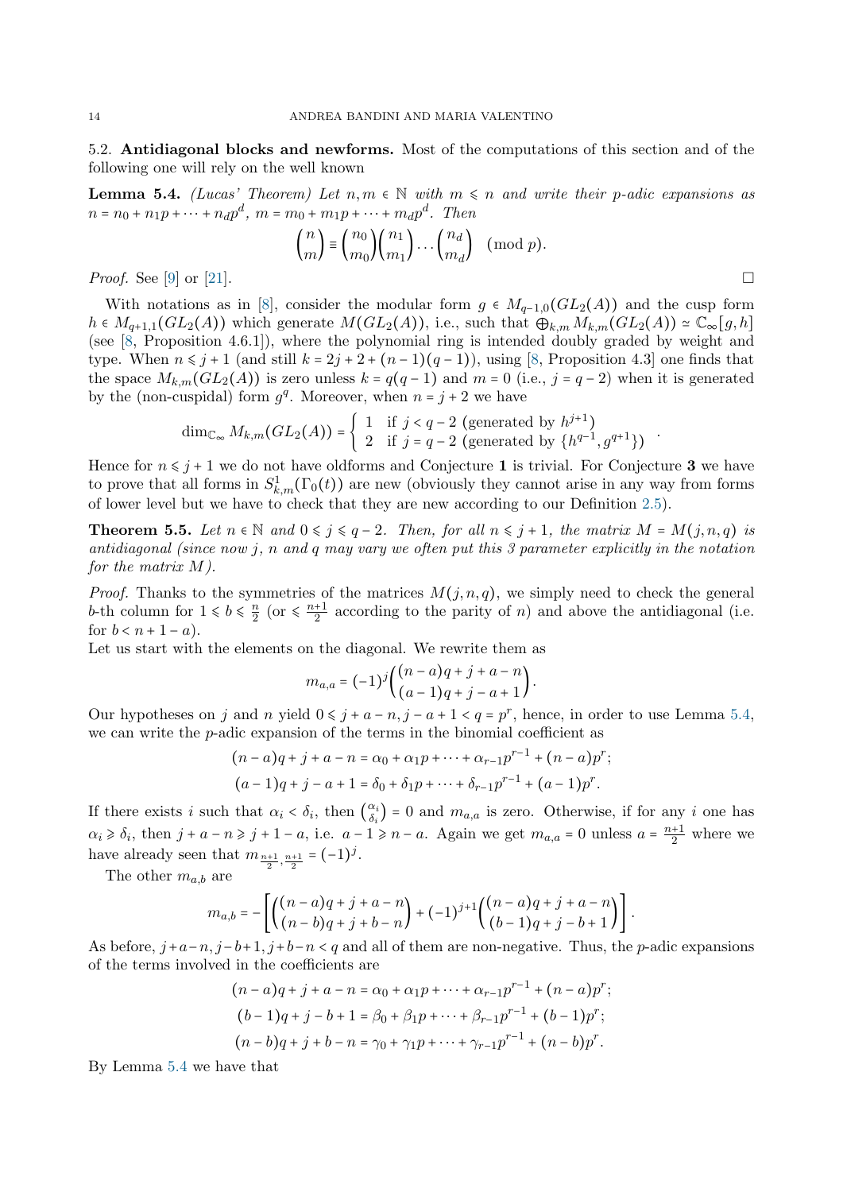5.2. **Antidiagonal blocks and newforms.** Most of the computations of this section and of the following one will rely on the well known

**Lemma 5.4.** *(Lucas' Theorem) Let $n,m \in \mathbb{N}$ with $m \leqslant n$ and write their $p$-adic expansions as $n = n_0 + n_1 p + \dots + n_d p^d$, $m = m_0 + m_1 p + \dots + m_d p^d$. Then*

$$\binom{n}{m} \equiv \binom{n_0}{m_0}\binom{n_1}{m_1}\dots\binom{n_d}{m_d} \pmod{p}.$$

*Proof.* See [9] or [21]. □

With notations as in [8], consider the modular form $g \in M_{q-1,0}(GL_2(A))$ and the cusp form $h \in M_{q+1,1}(GL_2(A))$ which generate $M(GL_2(A))$, i.e., such that $\bigoplus_{k,m} M_{k,m}(GL_2(A)) \simeq \mathbb{C}_\infty[g,h]$ (see [8, Proposition 4.6.1]), where the polynomial ring is intended doubly graded by weight and type. When $n \leqslant j+1$ (and still $k = 2j+2+(n-1)(q-1)$), using [8, Proposition 4.3] one finds that the space $M_{k,m}(GL_2(A))$ is zero unless $k = q(q-1)$ and $m = 0$ (i.e., $j = q-2$) when it is generated by the (non-cuspidal) form $g^q$. Moreover, when $n = j+2$ we have

$$\dim_{\mathbb{C}_\infty} M_{k,m}(GL_2(A)) = \left\{ \begin{array}{ll} 1 & \text{if } j < q-2 \text{ (generated by } h^{j+1}) \\ 2 & \text{if } j = q-2 \text{ (generated by } \{h^{q-1}, g^{q+1}\}) \end{array} \right. .$$

Hence for $n \leqslant j+1$ we do not have oldforms and Conjecture **1** is trivial. For Conjecture **3** we have to prove that all forms in $S^1_{k,m}(\Gamma_0(t))$ are new (obviously they cannot arise in any way from forms of lower level but we have to check that they are new according to our Definition 2.5).

**Theorem 5.5.** *Let $n \in \mathbb{N}$ and $0 \leqslant j \leqslant q-2$. Then, for all $n \leqslant j+1$, the matrix $M = M(j,n,q)$ is antidiagonal (since now $j$, $n$ and $q$ may vary we often put this 3 parameter explicitly in the notation for the matrix $M$).*

*Proof.* Thanks to the symmetries of the matrices $M(j,n,q)$, we simply need to check the general $b$-th column for $1 \leqslant b \leqslant \frac{n}{2}$ (or $\leqslant \frac{n+1}{2}$ according to the parity of $n$) and above the antidiagonal (i.e. for $b < n+1-a$).

Let us start with the elements on the diagonal. We rewrite them as

$$m_{a,a} = (-1)^j \binom{(n-a)q+j+a-n}{(a-1)q+j-a+1}.$$

Our hypotheses on $j$ and $n$ yield $0 \leqslant j+a-n, j-a+1 < q = p^r$, hence, in order to use Lemma 5.4, we can write the $p$-adic expansion of the terms in the binomial coefficient as

$$(n-a)q+j+a-n = \alpha_0 + \alpha_1 p + \dots + \alpha_{r-1}p^{r-1} + (n-a)p^r;$$
$$(a-1)q+j-a+1 = \delta_0 + \delta_1 p + \dots + \delta_{r-1}p^{r-1} + (a-1)p^r.$$

If there exists $i$ such that $\alpha_i < \delta_i$, then $\binom{\alpha_i}{\delta_i} = 0$ and $m_{a,a}$ is zero. Otherwise, if for any $i$ one has $\alpha_i \geqslant \delta_i$, then $j+a-n \geqslant j+1-a$, i.e. $a-1 \geqslant n-a$. Again we get $m_{a,a} = 0$ unless $a = \frac{n+1}{2}$ where we have already seen that $m_{\frac{n+1}{2},\frac{n+1}{2}} = (-1)^j$.

The other $m_{a,b}$ are

$$m_{a,b} = -\left[\binom{(n-a)q+j+a-n}{(n-b)q+j+b-n} + (-1)^{j+1}\binom{(n-a)q+j+a-n}{(b-1)q+j-b+1}\right].$$

As before, $j+a-n, j-b+1, j+b-n < q$ and all of them are non-negative. Thus, the $p$-adic expansions of the terms involved in the coefficients are

$$(n-a)q+j+a-n = \alpha_0 + \alpha_1 p + \dots + \alpha_{r-1}p^{r-1} + (n-a)p^r;$$
$$(b-1)q+j-b+1 = \beta_0 + \beta_1 p + \dots + \beta_{r-1}p^{r-1} + (b-1)p^r;$$
$$(n-b)q+j+b-n = \gamma_0 + \gamma_1 p + \dots + \gamma_{r-1}p^{r-1} + (n-b)p^r.$$

By Lemma 5.4 we have that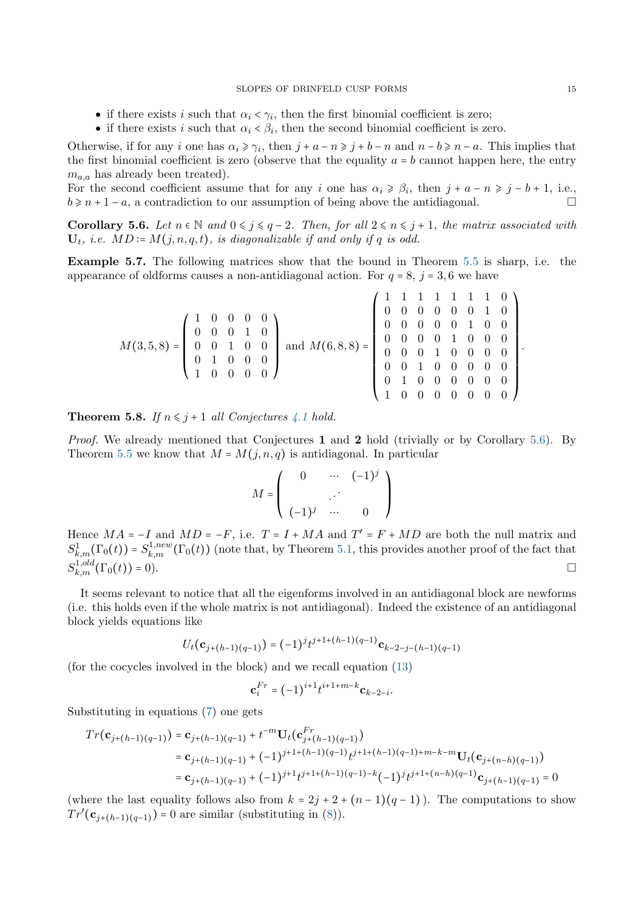- if there exists $i$ such that $\alpha_i < \gamma_i$, then the first binomial coefficient is zero;
- if there exists $i$ such that $\alpha_i < \beta_i$, then the second binomial coefficient is zero.

Otherwise, if for any $i$ one has $\alpha_i \geqslant \gamma_i$, then $j+a-n \geqslant j+b-n$ and $n-b \geqslant n-a$. This implies that the first binomial coefficient is zero (observe that the equality $a=b$ cannot happen here, the entry $m_{a,a}$ has already been treated).
For the second coefficient assume that for any $i$ one has $\alpha_i \geqslant \beta_i$, then $j+a-n \geqslant j-b+1$, i.e., $b \geqslant n+1-a$, a contradiction to our assumption of being above the antidiagonal. $\square$

**Corollary 5.6.** *Let $n \in \mathbb{N}$ and $0 \leqslant j \leqslant q-2$. Then, for all $2 \leqslant n \leqslant j+1$, the matrix associated with $\mathbf{U}_t$, i.e. $MD := M(j,n,q,t)$, is diagonalizable if and only if $q$ is odd.*

**Example 5.7.** The following matrices show that the bound in Theorem 5.5 is sharp, i.e. the appearance of oldforms causes a non-antidiagonal action. For $q=8$, $j=3,6$ we have

$$M(3,5,8) = \begin{pmatrix} 1 & 0 & 0 & 0 & 0 \\ 0 & 0 & 0 & 1 & 0 \\ 0 & 0 & 1 & 0 & 0 \\ 0 & 1 & 0 & 0 & 0 \\ 1 & 0 & 0 & 0 & 0 \end{pmatrix} \text{ and } M(6,8,8) = \begin{pmatrix} 1 & 1 & 1 & 1 & 1 & 1 & 1 & 0 \\ 0 & 0 & 0 & 0 & 0 & 0 & 1 & 0 \\ 0 & 0 & 0 & 0 & 0 & 1 & 0 & 0 \\ 0 & 0 & 0 & 0 & 1 & 0 & 0 & 0 \\ 0 & 0 & 0 & 1 & 0 & 0 & 0 & 0 \\ 0 & 0 & 1 & 0 & 0 & 0 & 0 & 0 \\ 0 & 1 & 0 & 0 & 0 & 0 & 0 & 0 \\ 1 & 0 & 0 & 0 & 0 & 0 & 0 & 0 \end{pmatrix}.$$

**Theorem 5.8.** *If $n \leqslant j+1$ all Conjectures 4.1 hold.*

*Proof.* We already mentioned that Conjectures **1** and **2** hold (trivially or by Corollary 5.6). By Theorem 5.5 we know that $M = M(j,n,q)$ is antidiagonal. In particular

$$M = \begin{pmatrix} 0 & \cdots & (-1)^j \\ & \iddots & \\ (-1)^j & \cdots & 0 \end{pmatrix}$$

Hence $MA = -I$ and $MD = -F$, i.e. $T = I + MA$ and $T' = F + MD$ are both the null matrix and $S^1_{k,m}(\Gamma_0(t)) = S^{1,new}_{k,m}(\Gamma_0(t))$ (note that, by Theorem 5.1, this provides another proof of the fact that $S^{1,old}_{k,m}(\Gamma_0(t)) = 0$). $\square$

It seems relevant to notice that all the eigenforms involved in an antidiagonal block are newforms (i.e. this holds even if the whole matrix is not antidiagonal). Indeed the existence of an antidiagonal block yields equations like

$$U_t(\mathbf{c}_{j+(h-1)(q-1)}) = (-1)^j t^{j+1+(h-1)(q-1)} \mathbf{c}_{k-2-j-(h-1)(q-1)}$$

(for the cocycles involved in the block) and we recall equation (13)

$$\mathbf{c}_i^{Fr} = (-1)^{i+1} t^{i+1+m-k} \mathbf{c}_{k-2-i}.$$

Substituting in equations (7) one gets

$$\begin{aligned} Tr(\mathbf{c}_{j+(h-1)(q-1)}) &= \mathbf{c}_{j+(h-1)(q-1)} + t^{-m}\mathbf{U}_t(\mathbf{c}^{Fr}_{j+(h-1)(q-1)}) \\ &= \mathbf{c}_{j+(h-1)(q-1)} + (-1)^{j+1+(h-1)(q-1)} t^{j+1+(h-1)(q-1)+m-k-m}\mathbf{U}_t(\mathbf{c}_{j+(n-h)(q-1)}) \\ &= \mathbf{c}_{j+(h-1)(q-1)} + (-1)^{j+1} t^{j+1+(h-1)(q-1)-k}(-1)^j t^{j+1+(n-h)(q-1)} \mathbf{c}_{j+(h-1)(q-1)} = 0 \end{aligned}$$

(where the last equality follows also from $k = 2j+2+(n-1)(q-1)$). The computations to show $Tr'(\mathbf{c}_{j+(h-1)(q-1)}) = 0$ are similar (substituting in (8)).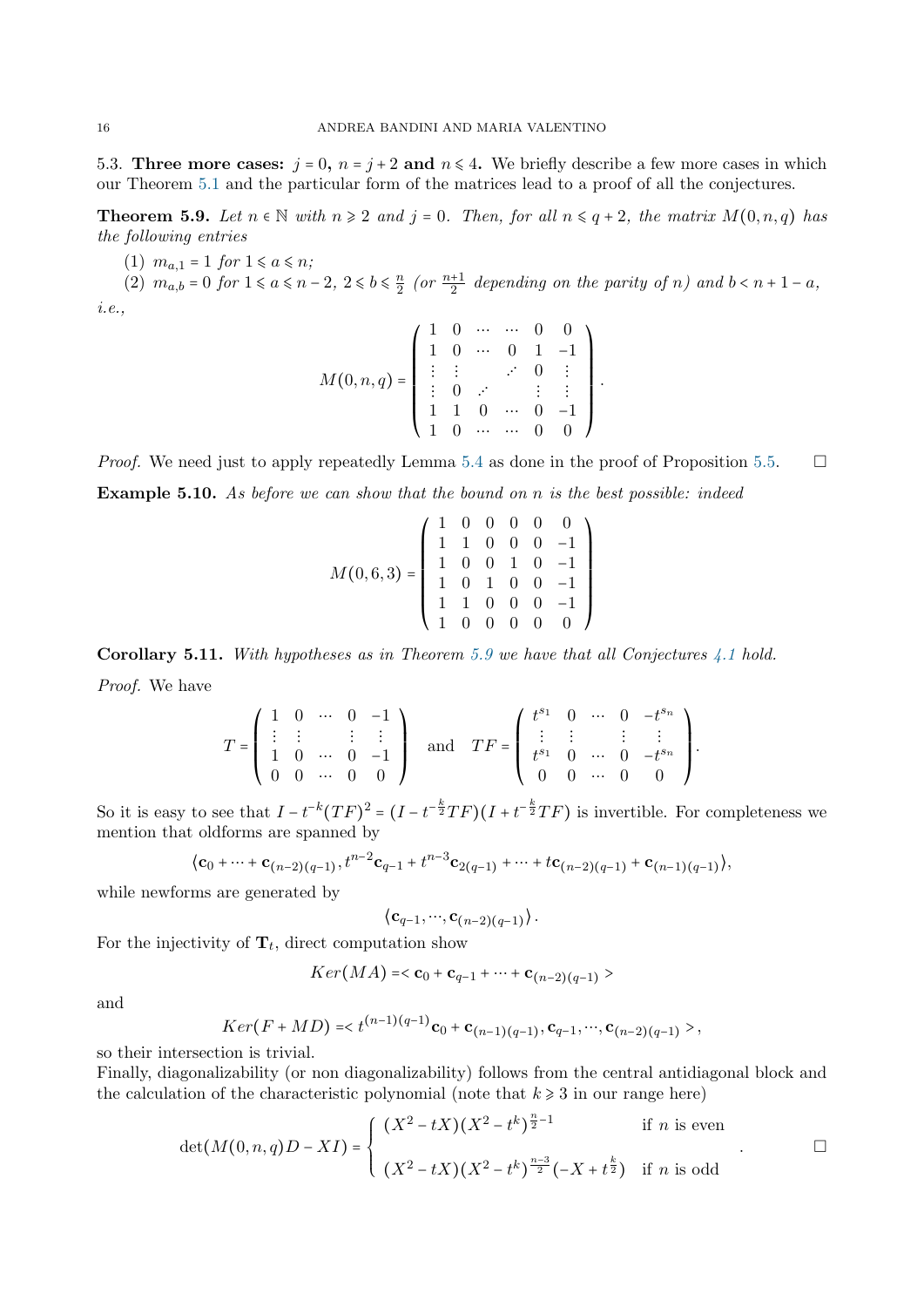### 5.3. Three more cases: $j = 0$, $n = j + 2$ and $n \leqslant 4$.

We briefly describe a few more cases in which our Theorem 5.1 and the particular form of the matrices lead to a proof of all the conjectures.

**Theorem 5.9.** *Let $n \in \mathbb{N}$ with $n \geqslant 2$ and $j = 0$. Then, for all $n \leqslant q + 2$, the matrix $M(0, n, q)$ has the following entries*

(1) *$m_{a,1} = 1$ for $1 \leqslant a \leqslant n$;*

(2) *$m_{a,b} = 0$ for $1 \leqslant a \leqslant n - 2$, $2 \leqslant b \leqslant \frac{n}{2}$ (or $\frac{n+1}{2}$ depending on the parity of $n$) and $b < n + 1 - a$,*

*i.e.,*

$$M(0,n,q) = \begin{pmatrix} 1 & 0 & \cdots & \cdots & 0 & 0 \\ 1 & 0 & \cdots & 0 & 1 & -1 \\ \vdots & \vdots & & \iddots & 0 & \vdots \\ \vdots & 0 & \iddots & & \vdots & \vdots \\ 1 & 1 & 0 & \cdots & 0 & -1 \\ 1 & 0 & \cdots & \cdots & 0 & 0 \end{pmatrix}.$$

*Proof.* We need just to apply repeatedly Lemma 5.4 as done in the proof of Proposition 5.5. $\square$

**Example 5.10.** *As before we can show that the bound on $n$ is the best possible: indeed*

$$M(0,6,3) = \begin{pmatrix} 1 & 0 & 0 & 0 & 0 & 0 \\ 1 & 1 & 0 & 0 & 0 & -1 \\ 1 & 0 & 0 & 1 & 0 & -1 \\ 1 & 0 & 1 & 0 & 0 & -1 \\ 1 & 1 & 0 & 0 & 0 & -1 \\ 1 & 0 & 0 & 0 & 0 & 0 \end{pmatrix}$$

**Corollary 5.11.** *With hypotheses as in Theorem 5.9 we have that all Conjectures 4.1 hold.*

*Proof.* We have

$$T = \begin{pmatrix} 1 & 0 & \cdots & 0 & -1 \\ \vdots & \vdots & & \vdots & \vdots \\ 1 & 0 & \cdots & 0 & -1 \\ 0 & 0 & \cdots & 0 & 0 \end{pmatrix} \quad \text{and} \quad TF = \begin{pmatrix} t^{s_1} & 0 & \cdots & 0 & -t^{s_n} \\ \vdots & \vdots & & \vdots & \vdots \\ t^{s_1} & 0 & \cdots & 0 & -t^{s_n} \\ 0 & 0 & \cdots & 0 & 0 \end{pmatrix}.$$

So it is easy to see that $I - t^{-k}(TF)^2 = (I - t^{-\frac{k}{2}}TF)(I + t^{-\frac{k}{2}}TF)$ is invertible. For completeness we mention that oldforms are spanned by

$$\langle \mathbf{c}_0 + \cdots + \mathbf{c}_{(n-2)(q-1)}, t^{n-2}\mathbf{c}_{q-1} + t^{n-3}\mathbf{c}_{2(q-1)} + \cdots + t\mathbf{c}_{(n-2)(q-1)} + \mathbf{c}_{(n-1)(q-1)} \rangle,$$

while newforms are generated by

$$\langle \mathbf{c}_{q-1}, \cdots, \mathbf{c}_{(n-2)(q-1)} \rangle .$$

For the injectivity of $\mathbf{T}_t$, direct computation show

$$Ker(MA) = < \mathbf{c}_0 + \mathbf{c}_{q-1} + \cdots + \mathbf{c}_{(n-2)(q-1)} >$$

and

$$Ker(F + MD) = < t^{(n-1)(q-1)}\mathbf{c}_0 + \mathbf{c}_{(n-1)(q-1)}, \mathbf{c}_{q-1}, \cdots, \mathbf{c}_{(n-2)(q-1)} > ,$$

so their intersection is trivial.

Finally, diagonalizability (or non diagonalizability) follows from the central antidiagonal block and the calculation of the characteristic polynomial (note that $k \geqslant 3$ in our range here)

$$\det(M(0,n,q)D - XI) = \begin{cases} (X^2 - tX)(X^2 - t^k)^{\frac{n}{2}-1} & \text{if } n \text{ is even} \\ (X^2 - tX)(X^2 - t^k)^{\frac{n-3}{2}}(-X + t^{\frac{k}{2}}) & \text{if } n \text{ is odd} \end{cases}.$$

$\square$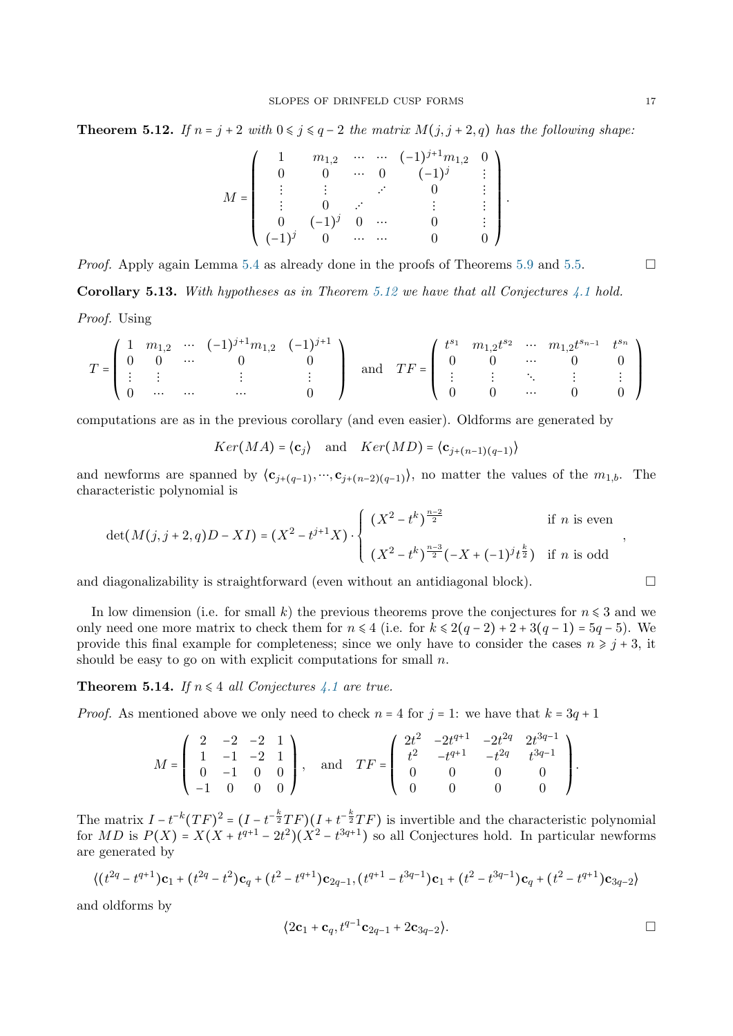**Theorem 5.12.** *If $n = j+2$ with $0 \leqslant j \leqslant q-2$ the matrix $M(j,j+2,q)$ has the following shape:*

$$M = \begin{pmatrix} 1 & m_{1,2} & \cdots & \cdots & (-1)^{j+1}m_{1,2} & 0 \\ 0 & 0 & \cdots & 0 & (-1)^j & \vdots \\ \vdots & \vdots & & \iddots & 0 & \vdots \\ \vdots & 0 & \iddots & & \vdots & \vdots \\ 0 & (-1)^j & 0 & \cdots & 0 & \vdots \\ (-1)^j & 0 & \cdots & \cdots & 0 & 0 \end{pmatrix}.$$

*Proof.* Apply again Lemma 5.4 as already done in the proofs of Theorems 5.9 and 5.5. $\square$

**Corollary 5.13.** *With hypotheses as in Theorem 5.12 we have that all Conjectures 4.1 hold.*

*Proof.* Using

$$T = \begin{pmatrix} 1 & m_{1,2} & \cdots & (-1)^{j+1}m_{1,2} & (-1)^{j+1} \\ 0 & 0 & \cdots & 0 & 0 \\ \vdots & \vdots & & \vdots & \vdots \\ 0 & \cdots & \cdots & \cdots & 0 \end{pmatrix} \quad \text{and} \quad TF = \begin{pmatrix} t^{s_1} & m_{1,2}t^{s_2} & \cdots & m_{1,2}t^{s_{n-1}} & t^{s_n} \\ 0 & 0 & \cdots & 0 & 0 \\ \vdots & \vdots & \ddots & \vdots & \vdots \\ 0 & 0 & \cdots & 0 & 0 \end{pmatrix}$$

computations are as in the previous corollary (and even easier). Oldforms are generated by

$$Ker(MA) = \langle \mathbf{c}_j \rangle \quad \text{and} \quad Ker(MD) = \langle \mathbf{c}_{j+(n-1)(q-1)} \rangle$$

and newforms are spanned by $\langle \mathbf{c}_{j+(q-1)}, \cdots, \mathbf{c}_{j+(n-2)(q-1)} \rangle$, no matter the values of the $m_{1,b}$. The characteristic polynomial is

$$\det(M(j,j+2,q)D - XI) = (X^2 - t^{j+1}X) \cdot \begin{cases} (X^2 - t^k)^{\frac{n-2}{2}} & \text{if } n \text{ is even} \\ (X^2 - t^k)^{\frac{n-3}{2}}(-X + (-1)^j t^{\frac{k}{2}}) & \text{if } n \text{ is odd} \end{cases},$$

and diagonalizability is straightforward (even without an antidiagonal block). $\square$

In low dimension (i.e. for small $k$) the previous theorems prove the conjectures for $n \leqslant 3$ and we only need one more matrix to check them for $n \leqslant 4$ (i.e. for $k \leqslant 2(q-2) + 2 + 3(q-1) = 5q-5$). We provide this final example for completeness; since we only have to consider the cases $n \geqslant j+3$, it should be easy to go on with explicit computations for small $n$.

**Theorem 5.14.** *If $n \leqslant 4$ all Conjectures 4.1 are true.*

*Proof.* As mentioned above we only need to check $n = 4$ for $j = 1$: we have that $k = 3q+1$

$$M = \begin{pmatrix} 2 & -2 & -2 & 1 \\ 1 & -1 & -2 & 1 \\ 0 & -1 & 0 & 0 \\ -1 & 0 & 0 & 0 \end{pmatrix}, \quad \text{and} \quad TF = \begin{pmatrix} 2t^2 & -2t^{q+1} & -2t^{2q} & 2t^{3q-1} \\ t^2 & -t^{q+1} & -t^{2q} & t^{3q-1} \\ 0 & 0 & 0 & 0 \\ 0 & 0 & 0 & 0 \end{pmatrix}.$$

The matrix $I - t^{-k}(TF)^2 = (I - t^{-\frac{k}{2}}TF)(I + t^{-\frac{k}{2}}TF)$ is invertible and the characteristic polynomial for $MD$ is $P(X) = X(X + t^{q+1} - 2t^2)(X^2 - t^{3q+1})$ so all Conjectures hold. In particular newforms are generated by

$$\langle (t^{2q} - t^{q+1})\mathbf{c}_1 + (t^{2q} - t^2)\mathbf{c}_q + (t^2 - t^{q+1})\mathbf{c}_{2q-1}, (t^{q+1} - t^{3q-1})\mathbf{c}_1 + (t^2 - t^{3q-1})\mathbf{c}_q + (t^2 - t^{q+1})\mathbf{c}_{3q-2} \rangle$$

and oldforms by

$$\langle 2\mathbf{c}_1 + \mathbf{c}_q, t^{q-1}\mathbf{c}_{2q-1} + 2\mathbf{c}_{3q-2} \rangle.$$

$\square$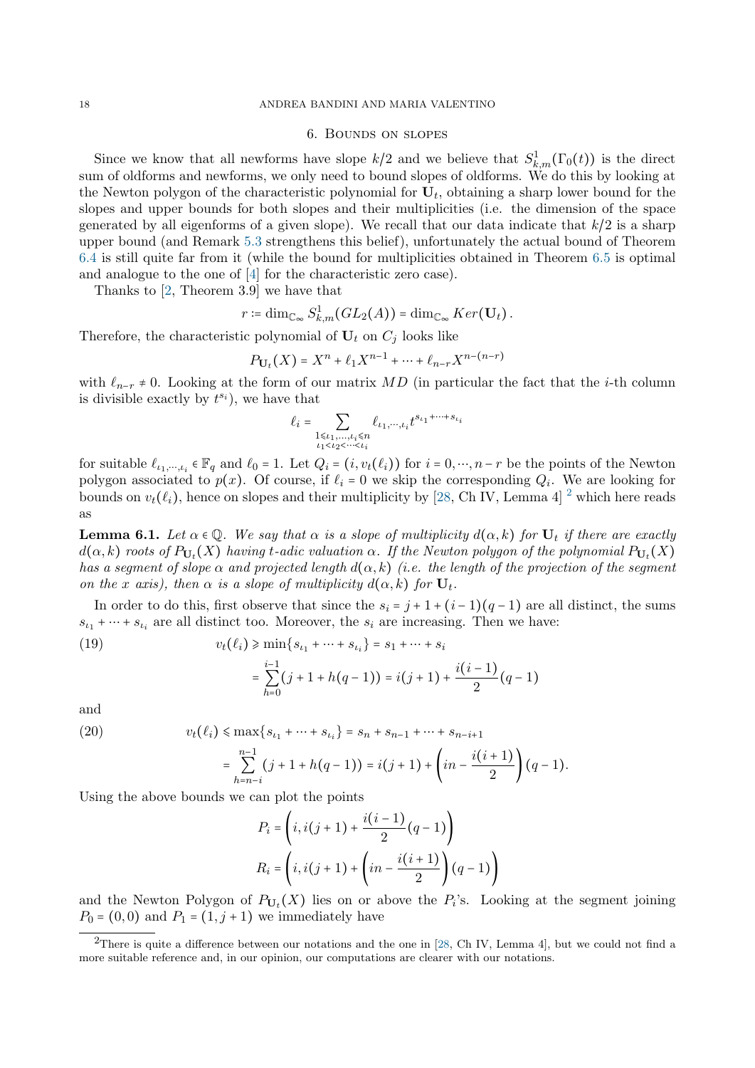## 6. Bounds on slopes

Since we know that all newforms have slope $k/2$ and we believe that $S^1_{k,m}(\Gamma_0(t))$ is the direct sum of oldforms and newforms, we only need to bound slopes of oldforms. We do this by looking at the Newton polygon of the characteristic polynomial for $\mathbf{U}_t$, obtaining a sharp lower bound for the slopes and upper bounds for both slopes and their multiplicities (i.e. the dimension of the space generated by all eigenforms of a given slope). We recall that our data indicate that $k/2$ is a sharp upper bound (and Remark 5.3 strengthens this belief), unfortunately the actual bound of Theorem 6.4 is still quite far from it (while the bound for multiplicities obtained in Theorem 6.5 is optimal and analogue to the one of [4] for the characteristic zero case).

Thanks to [2, Theorem 3.9] we have that

$$r := \dim_{\mathbb{C}_\infty} S^1_{k,m}(GL_2(A)) = \dim_{\mathbb{C}_\infty} Ker(\mathbf{U}_t)\,.$$

Therefore, the characteristic polynomial of $\mathbf{U}_t$ on $C_j$ looks like

$$P_{\mathbf{U}_t}(X) = X^n + \ell_1 X^{n-1} + \cdots + \ell_{n-r} X^{n-(n-r)}$$

with $\ell_{n-r} \neq 0$. Looking at the form of our matrix $MD$ (in particular the fact that the $i$-th column is divisible exactly by $t^{s_i}$), we have that

$$\ell_i = \sum_{\substack{1 \leqslant \iota_1, \ldots, \iota_i \leqslant n \\ \iota_1 < \iota_2 < \cdots < \iota_i}} \ell_{\iota_1, \cdots, \iota_i} t^{s_{\iota_1} + \cdots + s_{\iota_i}}$$

for suitable $\ell_{\iota_1, \cdots, \iota_i} \in \mathbb{F}_q$ and $\ell_0 = 1$. Let $Q_i = (i, v_t(\ell_i))$ for $i = 0, \cdots, n-r$ be the points of the Newton polygon associated to $p(x)$. Of course, if $\ell_i = 0$ we skip the corresponding $Q_i$. We are looking for bounds on $v_t(\ell_i)$, hence on slopes and their multiplicity by [28, Ch IV, Lemma 4] [2] which here reads as

**Lemma 6.1.** *Let $\alpha \in \mathbb{Q}$. We say that $\alpha$ is a slope of multiplicity $d(\alpha, k)$ for $\mathbf{U}_t$ if there are exactly $d(\alpha, k)$ roots of $P_{\mathbf{U}_t}(X)$ having $t$-adic valuation $\alpha$. If the Newton polygon of the polynomial $P_{\mathbf{U}_t}(X)$ has a segment of slope $\alpha$ and projected length $d(\alpha, k)$ (i.e. the length of the projection of the segment on the $x$ axis), then $\alpha$ is a slope of multiplicity $d(\alpha, k)$ for $\mathbf{U}_t$.*

In order to do this, first observe that since the $s_i = j + 1 + (i-1)(q-1)$ are all distinct, the sums $s_{\iota_1} + \cdots + s_{\iota_i}$ are all distinct too. Moreover, the $s_i$ are increasing. Then we have:

$$v_t(\ell_i) \geqslant \min\{s_{\iota_1} + \cdots + s_{\iota_i}\} = s_1 + \cdots + s_i = \sum_{h=0}^{i-1} (j + 1 + h(q-1)) = i(j+1) + \frac{i(i-1)}{2}(q-1) \tag{19}$$

and

$$v_t(\ell_i) \leqslant \max\{s_{\iota_1} + \cdots + s_{\iota_i}\} = s_n + s_{n-1} + \cdots + s_{n-i+1} = \sum_{h=n-i}^{n-1} (j + 1 + h(q-1)) = i(j+1) + \left(in - \frac{i(i+1)}{2}\right)(q-1). \tag{20}$$

Using the above bounds we can plot the points

$$P_i = \left(i, i(j+1) + \frac{i(i-1)}{2}(q-1)\right)$$

$$R_i = \left(i, i(j+1) + \left(in - \frac{i(i+1)}{2}\right)(q-1)\right)$$

and the Newton Polygon of $P_{\mathbf{U}_t}(X)$ lies on or above the $P_i$'s. Looking at the segment joining $P_0 = (0,0)$ and $P_1 = (1, j+1)$ we immediately have

[2] There is quite a difference between our notations and the one in [28, Ch IV, Lemma 4], but we could not find a more suitable reference and, in our opinion, our computations are clearer with our notations.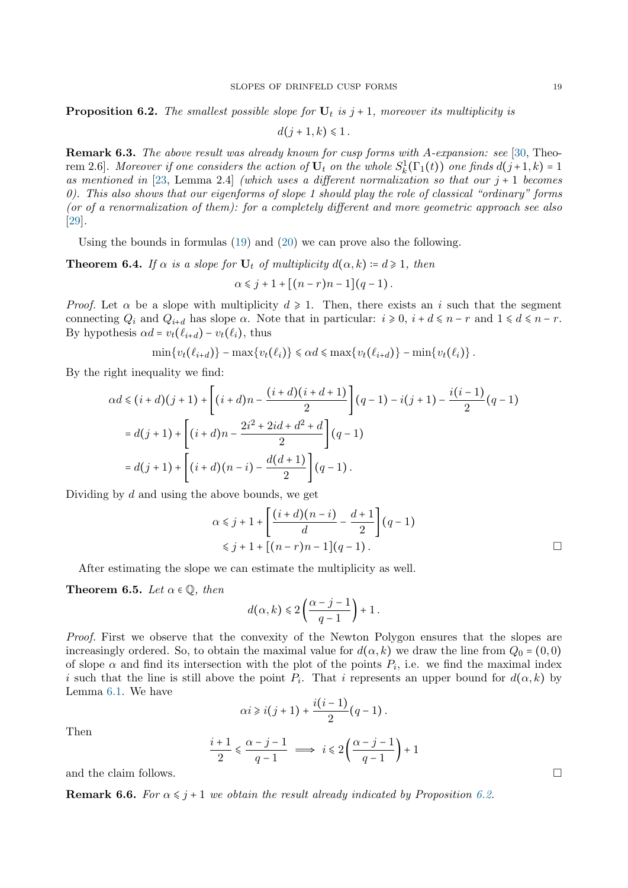**Proposition 6.2.** *The smallest possible slope for $\mathbf{U}_t$ is $j+1$, moreover its multiplicity is*

$$d(j+1,k) \leqslant 1\,.$$

**Remark 6.3.** *The above result was already known for cusp forms with A-expansion: see* [30, Theorem 2.6]*. Moreover if one considers the action of $\mathbf{U}_t$ on the whole $S_k^1(\Gamma_1(t))$ one finds $d(j+1,k)=1$ as mentioned in* [23, Lemma 2.4] *(which uses a different normalization so that our $j+1$ becomes 0). This also shows that our eigenforms of slope 1 should play the role of classical "ordinary" forms (or of a renormalization of them): for a completely different and more geometric approach see also* [29].

Using the bounds in formulas (19) and (20) we can prove also the following.

**Theorem 6.4.** *If $\alpha$ is a slope for $\mathbf{U}_t$ of multiplicity $d(\alpha,k) \coloneqq d \geqslant 1$, then*

$$\alpha \leqslant j+1+[(n-r)n-1](q-1)\,.$$

*Proof.* Let $\alpha$ be a slope with multiplicity $d \geqslant 1$. Then, there exists an $i$ such that the segment connecting $Q_i$ and $Q_{i+d}$ has slope $\alpha$. Note that in particular: $i \geqslant 0$, $i+d \leqslant n-r$ and $1 \leqslant d \leqslant n-r$. By hypothesis $\alpha d = v_t(\ell_{i+d}) - v_t(\ell_i)$, thus

$$\min\{v_t(\ell_{i+d})\} - \max\{v_t(\ell_i)\} \leqslant \alpha d \leqslant \max\{v_t(\ell_{i+d})\} - \min\{v_t(\ell_i)\}\,.$$

By the right inequality we find:

$$\begin{aligned}
\alpha d &\leqslant (i+d)(j+1) + \left[(i+d)n - \frac{(i+d)(i+d+1)}{2}\right](q-1) - i(j+1) - \frac{i(i-1)}{2}(q-1)\\
&= d(j+1) + \left[(i+d)n - \frac{2i^2+2id+d^2+d}{2}\right](q-1)\\
&= d(j+1) + \left[(i+d)(n-i) - \frac{d(d+1)}{2}\right](q-1)\,.
\end{aligned}$$

Dividing by $d$ and using the above bounds, we get

$$\begin{aligned}
\alpha &\leqslant j+1+\left[\frac{(i+d)(n-i)}{d} - \frac{d+1}{2}\right](q-1)\\
&\leqslant j+1+[(n-r)n-1](q-1)\,.
\end{aligned}$$

□

After estimating the slope we can estimate the multiplicity as well.

**Theorem 6.5.** *Let $\alpha \in \mathbb{Q}$, then*

$$d(\alpha,k) \leqslant 2\left(\frac{\alpha-j-1}{q-1}\right)+1\,.$$

*Proof.* First we observe that the convexity of the Newton Polygon ensures that the slopes are increasingly ordered. So, to obtain the maximal value for $d(\alpha,k)$ we draw the line from $Q_0=(0,0)$ of slope $\alpha$ and find its intersection with the plot of the points $P_i$, i.e. we find the maximal index $i$ such that the line is still above the point $P_i$. That $i$ represents an upper bound for $d(\alpha,k)$ by Lemma 6.1. We have

$$\alpha i \geqslant i(j+1) + \frac{i(i-1)}{2}(q-1)\,.$$

Then

$$\frac{i+1}{2} \leqslant \frac{\alpha-j-1}{q-1} \implies i \leqslant 2\left(\frac{\alpha-j-1}{q-1}\right)+1$$

and the claim follows. □

**Remark 6.6.** *For $\alpha \leqslant j+1$ we obtain the result already indicated by Proposition 6.2.*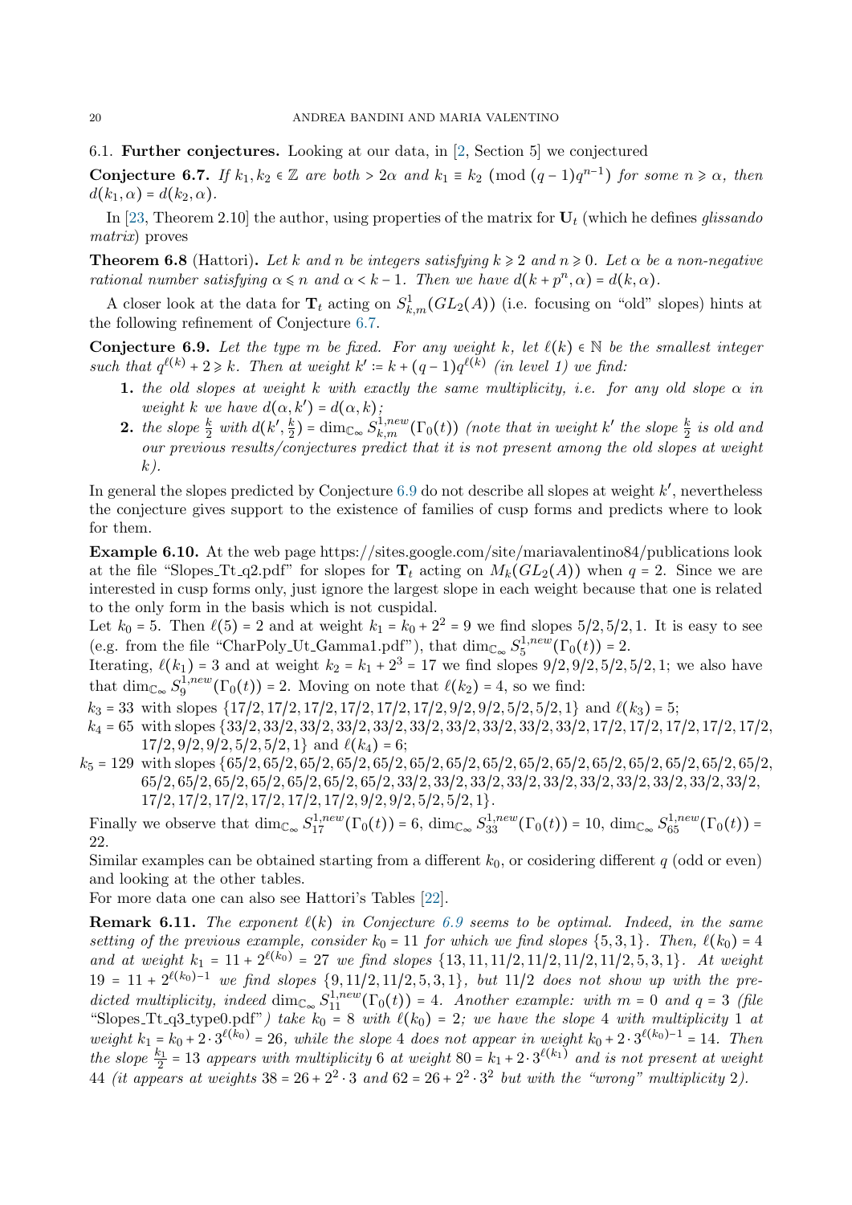### 6.1. Further conjectures.

Looking at our data, in [2, Section 5] we conjectured

**Conjecture 6.7.** *If $k_1, k_2 \in \mathbb{Z}$ are both $> 2\alpha$ and $k_1 \equiv k_2 \pmod{(q-1)q^{n-1}}$ for some $n \geqslant \alpha$, then $d(k_1, \alpha) = d(k_2, \alpha)$.*

In [23, Theorem 2.10] the author, using properties of the matrix for $\mathbf{U}_t$ (which he defines *glissando matrix*) proves

**Theorem 6.8** (Hattori). *Let $k$ and $n$ be integers satisfying $k \geqslant 2$ and $n \geqslant 0$. Let $\alpha$ be a non-negative rational number satisfying $\alpha \leqslant n$ and $\alpha < k-1$. Then we have $d(k+p^n, \alpha) = d(k, \alpha)$.*

A closer look at the data for $\mathbf{T}_t$ acting on $S^1_{k,m}(GL_2(A))$ (i.e. focusing on "old" slopes) hints at the following refinement of Conjecture 6.7.

**Conjecture 6.9.** *Let the type $m$ be fixed. For any weight $k$, let $\ell(k) \in \mathbb{N}$ be the smallest integer such that $q^{\ell(k)} + 2 \geqslant k$. Then at weight $k' := k + (q-1)q^{\ell(k)}$ (in level 1) we find:*

1. *the old slopes at weight $k$ with exactly the same multiplicity, i.e. for any old slope $\alpha$ in weight $k$ we have $d(\alpha, k') = d(\alpha, k)$;*
2. *the slope $\frac{k}{2}$ with $d(k', \frac{k}{2}) = \dim_{\mathbb{C}_\infty} S^{1,new}_{k,m}(\Gamma_0(t))$ (note that in weight $k'$ the slope $\frac{k}{2}$ is old and our previous results/conjectures predict that it is not present among the old slopes at weight $k$).*

In general the slopes predicted by Conjecture 6.9 do not describe all slopes at weight $k'$, nevertheless the conjecture gives support to the existence of families of cusp forms and predicts where to look for them.

**Example 6.10.** At the web page https://sites.google.com/site/mariavalentino84/publications look at the file "Slopes_Tt_q2.pdf" for slopes for $\mathbf{T}_t$ acting on $M_k(GL_2(A))$ when $q = 2$. Since we are interested in cusp forms only, just ignore the largest slope in each weight because that one is related to the only form in the basis which is not cuspidal.
Let $k_0 = 5$. Then $\ell(5) = 2$ and at weight $k_1 = k_0 + 2^2 = 9$ we find slopes $5/2, 5/2, 1$. It is easy to see (e.g. from the file "CharPoly_Ut_Gamma1.pdf"), that $\dim_{\mathbb{C}_\infty} S^{1,new}_5(\Gamma_0(t)) = 2$.
Iterating, $\ell(k_1) = 3$ and at weight $k_2 = k_1 + 2^3 = 17$ we find slopes $9/2, 9/2, 5/2, 5/2, 1$; we also have that $\dim_{\mathbb{C}_\infty} S^{1,new}_9(\Gamma_0(t)) = 2$. Moving on note that $\ell(k_2) = 4$, so we find:

$k_3 = 33$ with slopes $\{17/2, 17/2, 17/2, 17/2, 17/2, 17/2, 9/2, 9/2, 5/2, 5/2, 1\}$ and $\ell(k_3) = 5$;

$k_4 = 65$ with slopes $\{33/2, 33/2, 33/2, 33/2, 33/2, 33/2, 33/2, 33/2, 33/2, 33/2, 17/2, 17/2, 17/2, 17/2, 17/2, 17/2, 9/2, 9/2, 5/2, 5/2, 1\}$ and $\ell(k_4) = 6$;

$k_5 = 129$ with slopes $\{65/2, 65/2, 65/2, 65/2, 65/2, 65/2, 65/2, 65/2, 65/2, 65/2, 65/2, 65/2, 65/2, 65/2, 65/2, 65/2, 65/2, 65/2, 65/2, 65/2, 65/2, 65/2, 33/2, 33/2, 33/2, 33/2, 33/2, 33/2, 33/2, 33/2, 33/2, 33/2, 17/2, 17/2, 17/2, 17/2, 17/2, 17/2, 9/2, 9/2, 5/2, 5/2, 1\}$.

Finally we observe that $\dim_{\mathbb{C}_\infty} S^{1,new}_{17}(\Gamma_0(t)) = 6$, $\dim_{\mathbb{C}_\infty} S^{1,new}_{33}(\Gamma_0(t)) = 10$, $\dim_{\mathbb{C}_\infty} S^{1,new}_{65}(\Gamma_0(t)) = 22$.
Similar examples can be obtained starting from a different $k_0$, or cosidering different $q$ (odd or even) and looking at the other tables.
For more data one can also see Hattori's Tables [22].

**Remark 6.11.** *The exponent $\ell(k)$ in Conjecture 6.9 seems to be optimal. Indeed, in the same setting of the previous example, consider $k_0 = 11$ for which we find slopes $\{5, 3, 1\}$. Then, $\ell(k_0) = 4$ and at weight $k_1 = 11 + 2^{\ell(k_0)} = 27$ we find slopes $\{13, 11, 11/2, 11/2, 11/2, 11/2, 5, 3, 1\}$. At weight $19 = 11 + 2^{\ell(k_0)-1}$ we find slopes $\{9, 11/2, 11/2, 5, 3, 1\}$, but $11/2$ does not show up with the predicted multiplicity, indeed $\dim_{\mathbb{C}_\infty} S^{1,new}_{11}(\Gamma_0(t)) = 4$. Another example: with $m = 0$ and $q = 3$ (file "Slopes_Tt_q3_type0.pdf") take $k_0 = 8$ with $\ell(k_0) = 2$; we have the slope $4$ with multiplicity $1$ at weight $k_1 = k_0 + 2 \cdot 3^{\ell(k_0)} = 26$, while the slope $4$ does not appear in weight $k_0 + 2 \cdot 3^{\ell(k_0)-1} = 14$. Then the slope $\frac{k_1}{2} = 13$ appears with multiplicity $6$ at weight $80 = k_1 + 2 \cdot 3^{\ell(k_1)}$ and is not present at weight $44$ (it appears at weights $38 = 26 + 2^2 \cdot 3$ and $62 = 26 + 2^2 \cdot 3^2$ but with the "wrong" multiplicity $2$).*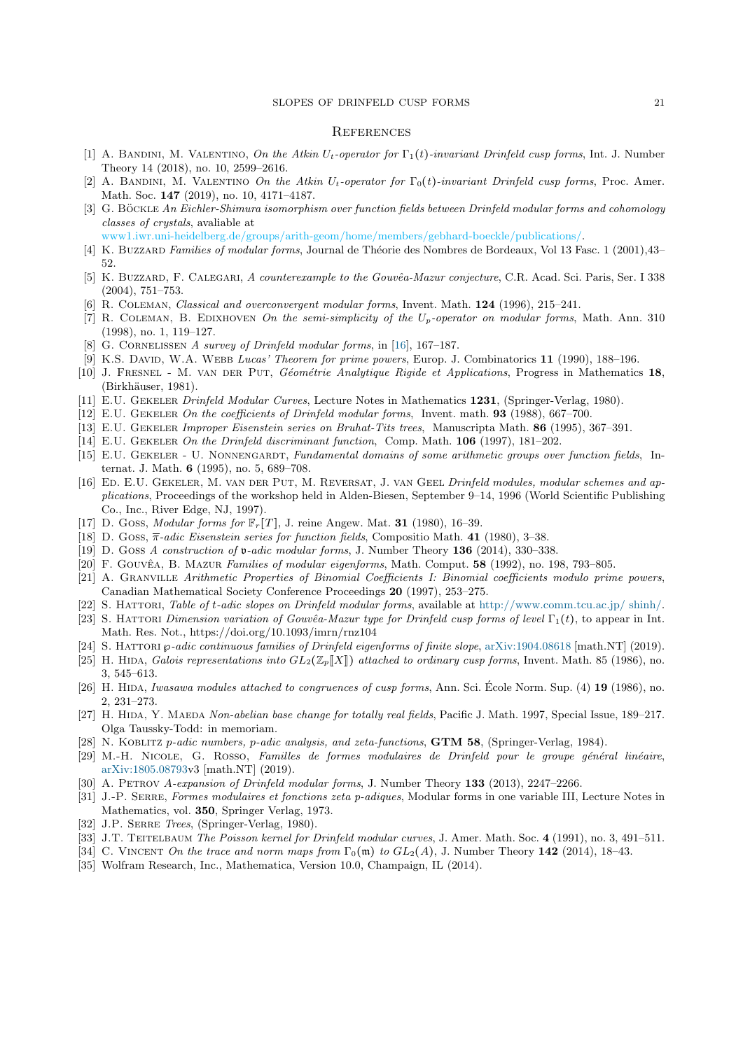## References

[1] A. Bandini, M. Valentino, *On the Atkin $U_t$-operator for $\Gamma_1(t)$-invariant Drinfeld cusp forms*, Int. J. Number Theory 14 (2018), no. 10, 2599–2616.

[2] A. Bandini, M. Valentino *On the Atkin $U_t$-operator for $\Gamma_0(t)$-invariant Drinfeld cusp forms*, Proc. Amer. Math. Soc. **147** (2019), no. 10, 4171–4187.

[3] G. Böckle *An Eichler-Shimura isomorphism over function fields between Drinfeld modular forms and cohomology classes of crystals*, avaliable at www1.iwr.uni-heidelberg.de/groups/arith-geom/home/members/gebhard-boeckle/publications/.

[4] K. Buzzard *Families of modular forms*, Journal de Théorie des Nombres de Bordeaux, Vol 13 Fasc. 1 (2001),43–52.

[5] K. Buzzard, F. Calegari, *A counterexample to the Gouvêa-Mazur conjecture*, C.R. Acad. Sci. Paris, Ser. I 338 (2004), 751–753.

[6] R. Coleman, *Classical and overconvergent modular forms*, Invent. Math. **124** (1996), 215–241.

[7] R. Coleman, B. Edixhoven *On the semi-simplicity of the $U_p$-operator on modular forms*, Math. Ann. 310 (1998), no. 1, 119–127.

[8] G. Cornelissen *A survey of Drinfeld modular forms*, in [16], 167–187.

[9] K.S. David, W.A. Webb *Lucas' Theorem for prime powers*, Europ. J. Combinatorics **11** (1990), 188–196.

[10] J. Fresnel - M. van der Put, *Géométrie Analytique Rigide et Applications*, Progress in Mathematics **18**, (Birkhäuser, 1981).

[11] E.U. Gekeler *Drinfeld Modular Curves*, Lecture Notes in Mathematics **1231**, (Springer-Verlag, 1980).

[12] E.U. Gekeler *On the coefficients of Drinfeld modular forms*, Invent. math. **93** (1988), 667–700.

[13] E.U. Gekeler *Improper Eisenstein series on Bruhat-Tits trees*, Manuscripta Math. **86** (1995), 367–391.

[14] E.U. Gekeler *On the Drinfeld discriminant function*, Comp. Math. **106** (1997), 181–202.

[15] E.U. Gekeler - U. Nonnengardt, *Fundamental domains of some arithmetic groups over function fields*, Internat. J. Math. **6** (1995), no. 5, 689–708.

[16] Ed. E.U. Gekeler, M. van der Put, M. Reversat, J. van Geel *Drinfeld modules, modular schemes and applications*, Proceedings of the workshop held in Alden-Biesen, September 9–14, 1996 (World Scientific Publishing Co., Inc., River Edge, NJ, 1997).

[17] D. Goss, *Modular forms for $\mathbb{F}_r[T]$*, J. reine Angew. Mat. **31** (1980), 16–39.

[18] D. Goss, *$\overline{\pi}$-adic Eisenstein series for function fields*, Compositio Math. **41** (1980), 3–38.

[19] D. Goss *A construction of $\mathfrak{v}$-adic modular forms*, J. Number Theory **136** (2014), 330–338.

[20] F. Gouvêa, B. Mazur *Families of modular eigenforms*, Math. Comput. **58** (1992), no. 198, 793–805.

[21] A. Granville *Arithmetic Properties of Binomial Coefficients I: Binomial coefficients modulo prime powers*, Canadian Mathematical Society Conference Proceedings **20** (1997), 253–275.

[22] S. Hattori, *Table of $t$-adic slopes on Drinfeld modular forms*, available at http://www.comm.tcu.ac.jp/ shinh/.

[23] S. Hattori *Dimension variation of Gouvêa-Mazur type for Drinfeld cusp forms of level $\Gamma_1(t)$*, to appear in Int. Math. Res. Not., https://doi.org/10.1093/imrn/rnz104

[24] S. Hattori *$\wp$-adic continuous families of Drinfeld eigenforms of finite slope*, arXiv:1904.08618 [math.NT] (2019).

[25] H. Hida, *Galois representations into $GL_2(\mathbb{Z}_p[\![X]\!])$ attached to ordinary cusp forms*, Invent. Math. 85 (1986), no. 3, 545–613.

[26] H. Hida, *Iwasawa modules attached to congruences of cusp forms*, Ann. Sci. École Norm. Sup. (4) **19** (1986), no. 2, 231–273.

[27] H. Hida, Y. Maeda *Non-abelian base change for totally real fields*, Pacific J. Math. 1997, Special Issue, 189–217. Olga Taussky-Todd: in memoriam.

[28] N. Koblitz *p-adic numbers, p-adic analysis, and zeta-functions*, **GTM 58**, (Springer-Verlag, 1984).

[29] M.-H. Nicole, G. Rosso, *Familles de formes modulaires de Drinfeld pour le groupe général linéaire*, arXiv:1805.08793v3 [math.NT] (2019).

[30] A. Petrov *A-expansion of Drinfeld modular forms*, J. Number Theory **133** (2013), 2247–2266.

[31] J.-P. Serre, *Formes modulaires et fonctions zeta p-adiques*, Modular forms in one variable III, Lecture Notes in Mathematics, vol. **350**, Springer Verlag, 1973.

[32] J.P. Serre *Trees*, (Springer-Verlag, 1980).

[33] J.T. Teitelbaum *The Poisson kernel for Drinfeld modular curves*, J. Amer. Math. Soc. **4** (1991), no. 3, 491–511.

[34] C. Vincent *On the trace and norm maps from $\Gamma_0(\mathfrak{m})$ to $GL_2(A)$*, J. Number Theory **142** (2014), 18–43.

[35] Wolfram Research, Inc., Mathematica, Version 10.0, Champaign, IL (2014).